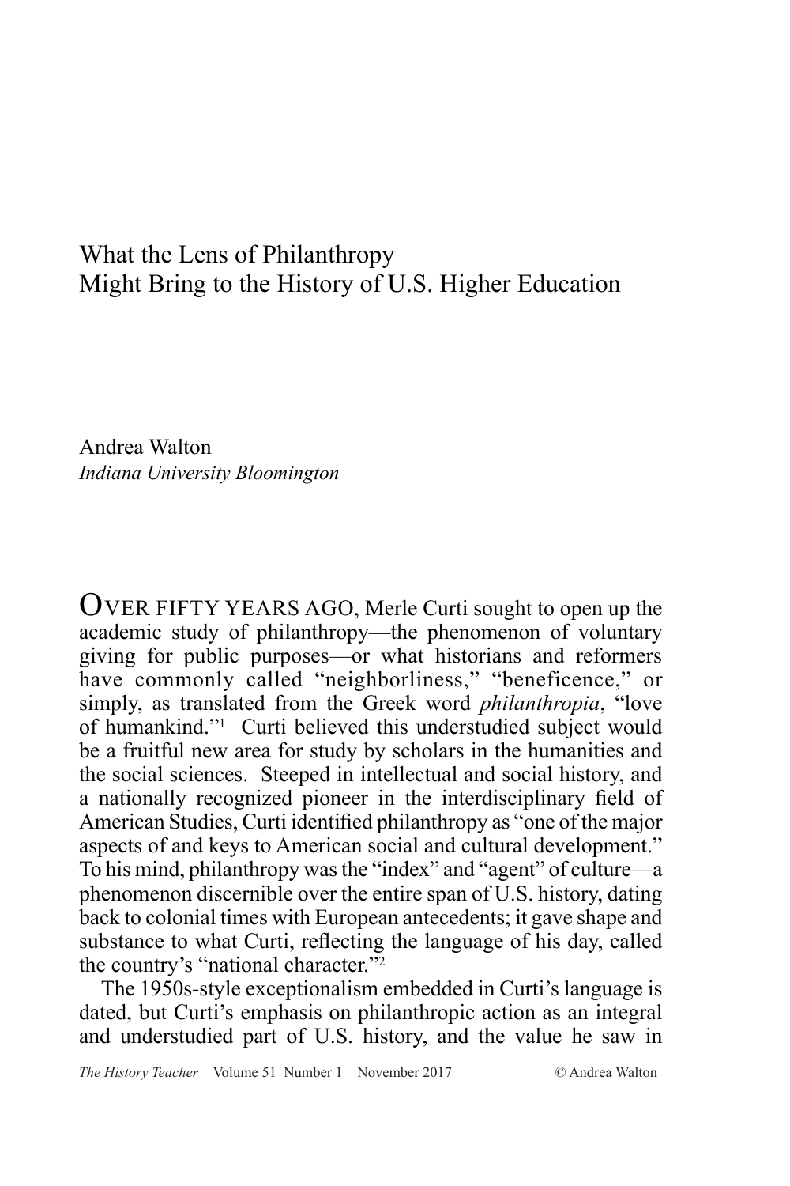# What the Lens of Philanthropy Might Bring to the History of U.S. Higher Education

Andrea Walton
*Indiana University Bloomington*

OVER FIFTY YEARS AGO, Merle Curti sought to open up the academic study of philanthropy—the phenomenon of voluntary giving for public purposes—or what historians and reformers have commonly called "neighborliness," "beneficence," or simply, as translated from the Greek word *philanthropia*, "love of humankind."[1] Curti believed this understudied subject would be a fruitful new area for study by scholars in the humanities and the social sciences. Steeped in intellectual and social history, and a nationally recognized pioneer in the interdisciplinary field of American Studies, Curti identified philanthropy as "one of the major aspects of and keys to American social and cultural development." To his mind, philanthropy was the "index" and "agent" of culture—a phenomenon discernible over the entire span of U.S. history, dating back to colonial times with European antecedents; it gave shape and substance to what Curti, reflecting the language of his day, called the country's "national character."[2]

The 1950s-style exceptionalism embedded in Curti's language is dated, but Curti's emphasis on philanthropic action as an integral and understudied part of U.S. history, and the value he saw in

*The History Teacher* Volume 51 Number 1 November 2017 © Andrea Walton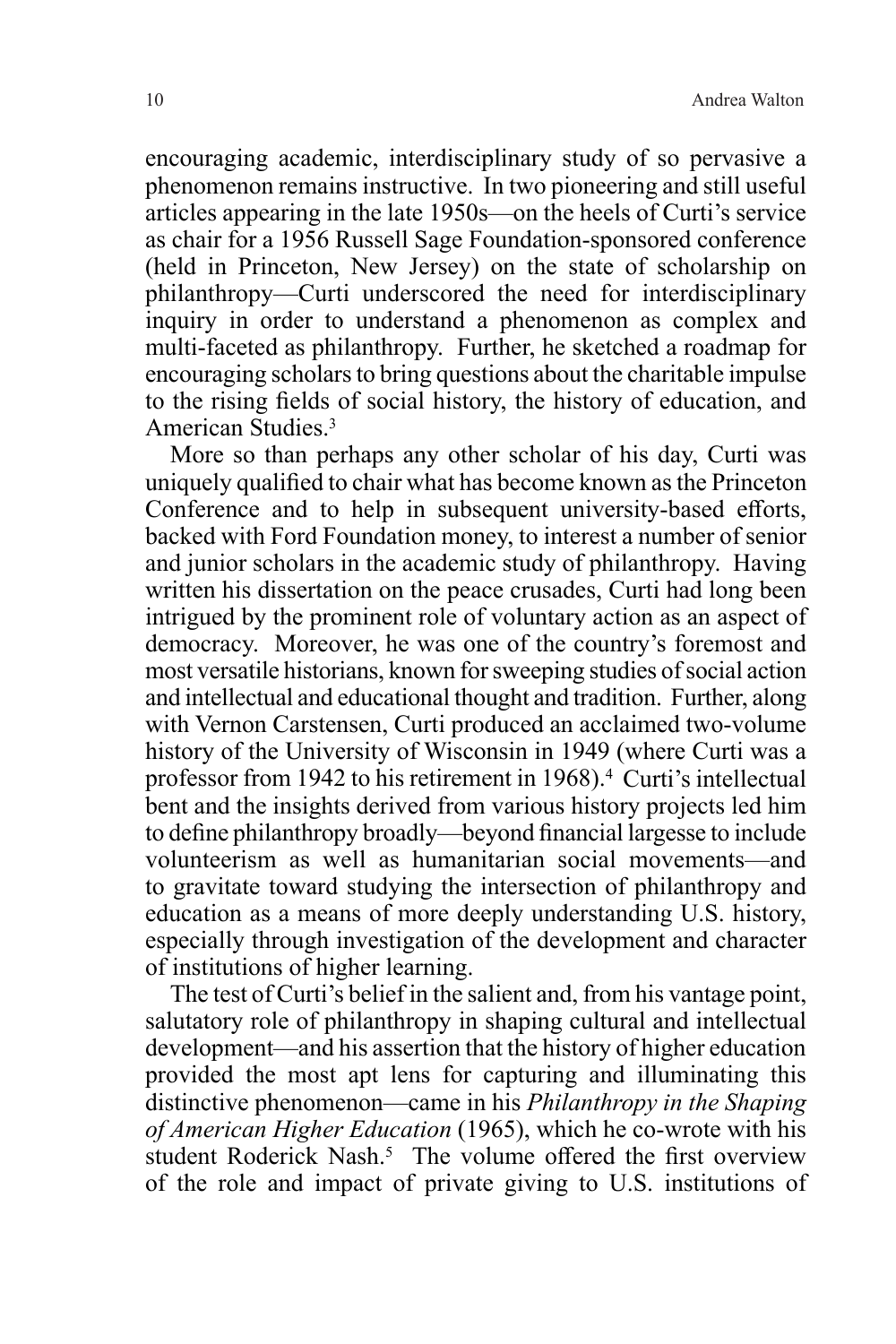encouraging academic, interdisciplinary study of so pervasive a phenomenon remains instructive. In two pioneering and still useful articles appearing in the late 1950s—on the heels of Curti's service as chair for a 1956 Russell Sage Foundation-sponsored conference (held in Princeton, New Jersey) on the state of scholarship on philanthropy—Curti underscored the need for interdisciplinary inquiry in order to understand a phenomenon as complex and multi-faceted as philanthropy. Further, he sketched a roadmap for encouraging scholars to bring questions about the charitable impulse to the rising fields of social history, the history of education, and American Studies.[3]

More so than perhaps any other scholar of his day, Curti was uniquely qualified to chair what has become known as the Princeton Conference and to help in subsequent university-based efforts, backed with Ford Foundation money, to interest a number of senior and junior scholars in the academic study of philanthropy. Having written his dissertation on the peace crusades, Curti had long been intrigued by the prominent role of voluntary action as an aspect of democracy. Moreover, he was one of the country's foremost and most versatile historians, known for sweeping studies of social action and intellectual and educational thought and tradition. Further, along with Vernon Carstensen, Curti produced an acclaimed two-volume history of the University of Wisconsin in 1949 (where Curti was a professor from 1942 to his retirement in 1968).[4] Curti's intellectual bent and the insights derived from various history projects led him to define philanthropy broadly—beyond financial largesse to include volunteerism as well as humanitarian social movements—and to gravitate toward studying the intersection of philanthropy and education as a means of more deeply understanding U.S. history, especially through investigation of the development and character of institutions of higher learning.

The test of Curti's belief in the salient and, from his vantage point, salutatory role of philanthropy in shaping cultural and intellectual development—and his assertion that the history of higher education provided the most apt lens for capturing and illuminating this distinctive phenomenon—came in his *Philanthropy in the Shaping of American Higher Education* (1965), which he co-wrote with his student Roderick Nash.[5] The volume offered the first overview of the role and impact of private giving to U.S. institutions of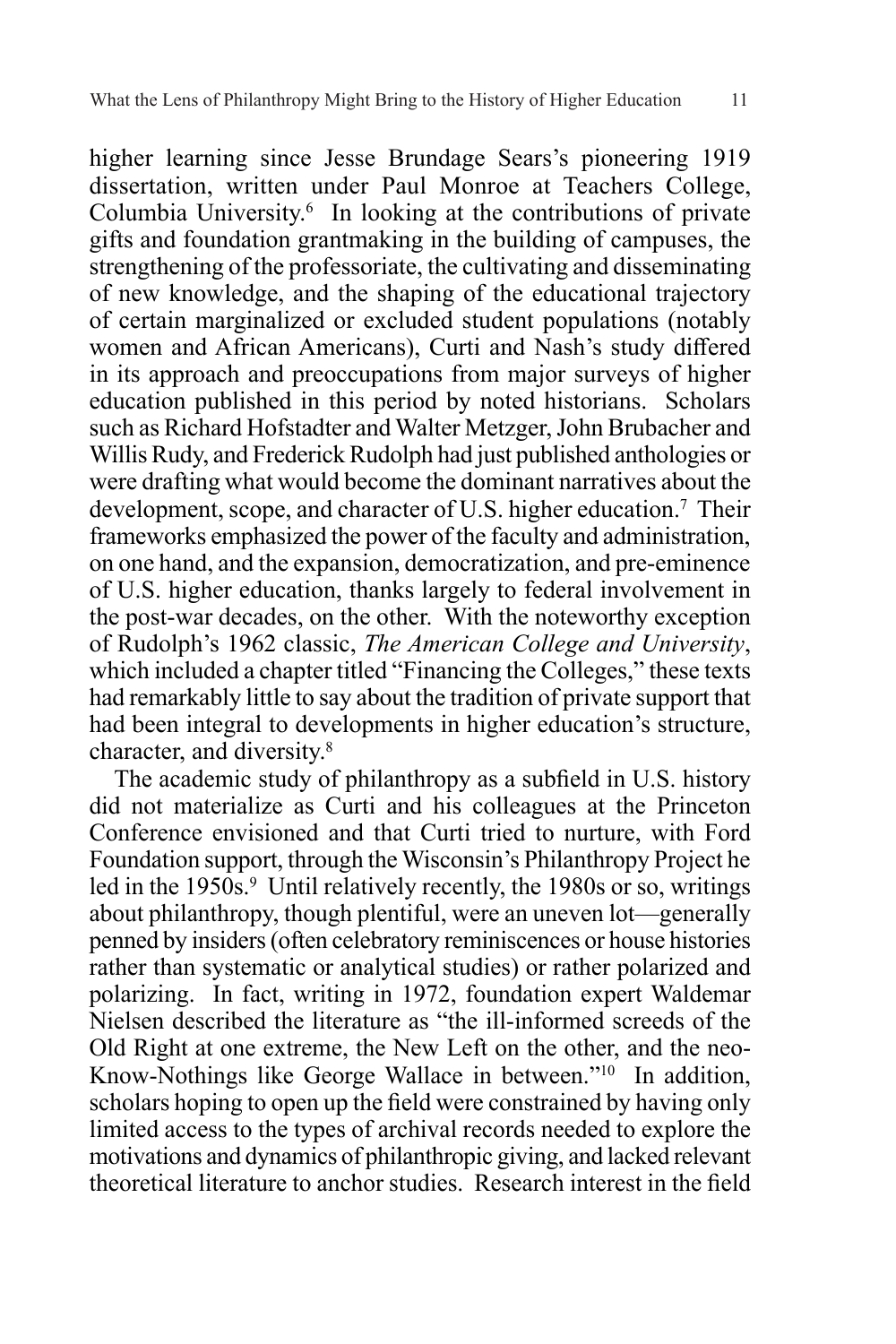higher learning since Jesse Brundage Sears's pioneering 1919 dissertation, written under Paul Monroe at Teachers College, Columbia University.[6] In looking at the contributions of private gifts and foundation grantmaking in the building of campuses, the strengthening of the professoriate, the cultivating and disseminating of new knowledge, and the shaping of the educational trajectory of certain marginalized or excluded student populations (notably women and African Americans), Curti and Nash's study differed in its approach and preoccupations from major surveys of higher education published in this period by noted historians. Scholars such as Richard Hofstadter and Walter Metzger, John Brubacher and Willis Rudy, and Frederick Rudolph had just published anthologies or were drafting what would become the dominant narratives about the development, scope, and character of U.S. higher education.[7] Their frameworks emphasized the power of the faculty and administration, on one hand, and the expansion, democratization, and pre-eminence of U.S. higher education, thanks largely to federal involvement in the post-war decades, on the other. With the noteworthy exception of Rudolph's 1962 classic, *The American College and University*, which included a chapter titled "Financing the Colleges," these texts had remarkably little to say about the tradition of private support that had been integral to developments in higher education's structure, character, and diversity.[8]

The academic study of philanthropy as a subfield in U.S. history did not materialize as Curti and his colleagues at the Princeton Conference envisioned and that Curti tried to nurture, with Ford Foundation support, through the Wisconsin's Philanthropy Project he led in the 1950s.[9] Until relatively recently, the 1980s or so, writings about philanthropy, though plentiful, were an uneven lot—generally penned by insiders (often celebratory reminiscences or house histories rather than systematic or analytical studies) or rather polarized and polarizing. In fact, writing in 1972, foundation expert Waldemar Nielsen described the literature as "the ill-informed screeds of the Old Right at one extreme, the New Left on the other, and the neo-Know-Nothings like George Wallace in between."[10] In addition, scholars hoping to open up the field were constrained by having only limited access to the types of archival records needed to explore the motivations and dynamics of philanthropic giving, and lacked relevant theoretical literature to anchor studies. Research interest in the field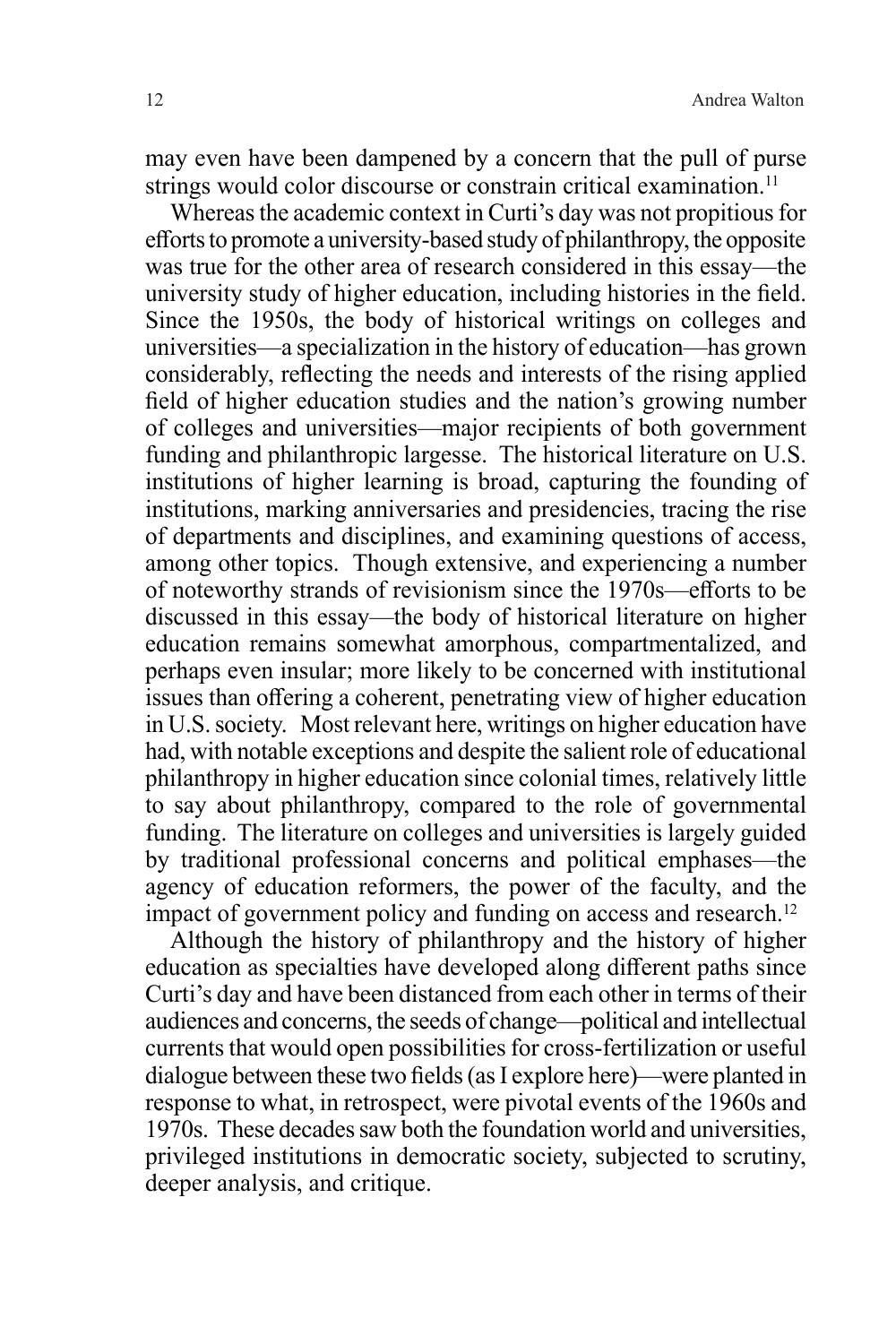may even have been dampened by a concern that the pull of purse strings would color discourse or constrain critical examination.[11]

Whereas the academic context in Curti's day was not propitious for efforts to promote a university-based study of philanthropy, the opposite was true for the other area of research considered in this essay—the university study of higher education, including histories in the field. Since the 1950s, the body of historical writings on colleges and universities—a specialization in the history of education—has grown considerably, reflecting the needs and interests of the rising applied field of higher education studies and the nation's growing number of colleges and universities—major recipients of both government funding and philanthropic largesse. The historical literature on U.S. institutions of higher learning is broad, capturing the founding of institutions, marking anniversaries and presidencies, tracing the rise of departments and disciplines, and examining questions of access, among other topics. Though extensive, and experiencing a number of noteworthy strands of revisionism since the 1970s—efforts to be discussed in this essay—the body of historical literature on higher education remains somewhat amorphous, compartmentalized, and perhaps even insular; more likely to be concerned with institutional issues than offering a coherent, penetrating view of higher education in U.S. society. Most relevant here, writings on higher education have had, with notable exceptions and despite the salient role of educational philanthropy in higher education since colonial times, relatively little to say about philanthropy, compared to the role of governmental funding. The literature on colleges and universities is largely guided by traditional professional concerns and political emphases—the agency of education reformers, the power of the faculty, and the impact of government policy and funding on access and research.[12]

Although the history of philanthropy and the history of higher education as specialties have developed along different paths since Curti's day and have been distanced from each other in terms of their audiences and concerns, the seeds of change—political and intellectual currents that would open possibilities for cross-fertilization or useful dialogue between these two fields (as I explore here)—were planted in response to what, in retrospect, were pivotal events of the 1960s and 1970s. These decades saw both the foundation world and universities, privileged institutions in democratic society, subjected to scrutiny, deeper analysis, and critique.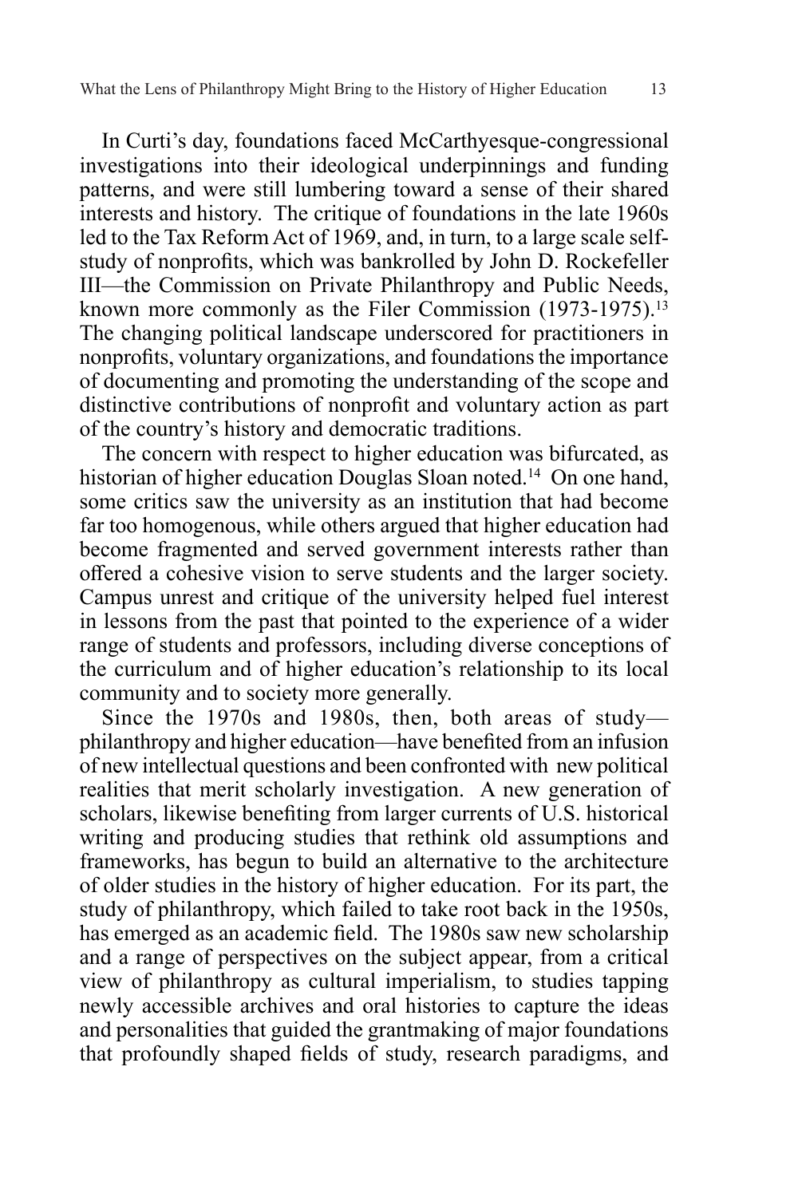In Curti's day, foundations faced McCarthyesque-congressional investigations into their ideological underpinnings and funding patterns, and were still lumbering toward a sense of their shared interests and history. The critique of foundations in the late 1960s led to the Tax Reform Act of 1969, and, in turn, to a large scale self-study of nonprofits, which was bankrolled by John D. Rockefeller III—the Commission on Private Philanthropy and Public Needs, known more commonly as the Filer Commission (1973-1975).[13] The changing political landscape underscored for practitioners in nonprofits, voluntary organizations, and foundations the importance of documenting and promoting the understanding of the scope and distinctive contributions of nonprofit and voluntary action as part of the country's history and democratic traditions.

The concern with respect to higher education was bifurcated, as historian of higher education Douglas Sloan noted.[14] On one hand, some critics saw the university as an institution that had become far too homogenous, while others argued that higher education had become fragmented and served government interests rather than offered a cohesive vision to serve students and the larger society. Campus unrest and critique of the university helped fuel interest in lessons from the past that pointed to the experience of a wider range of students and professors, including diverse conceptions of the curriculum and of higher education's relationship to its local community and to society more generally.

Since the 1970s and 1980s, then, both areas of study—philanthropy and higher education—have benefited from an infusion of new intellectual questions and been confronted with new political realities that merit scholarly investigation. A new generation of scholars, likewise benefiting from larger currents of U.S. historical writing and producing studies that rethink old assumptions and frameworks, has begun to build an alternative to the architecture of older studies in the history of higher education. For its part, the study of philanthropy, which failed to take root back in the 1950s, has emerged as an academic field. The 1980s saw new scholarship and a range of perspectives on the subject appear, from a critical view of philanthropy as cultural imperialism, to studies tapping newly accessible archives and oral histories to capture the ideas and personalities that guided the grantmaking of major foundations that profoundly shaped fields of study, research paradigms, and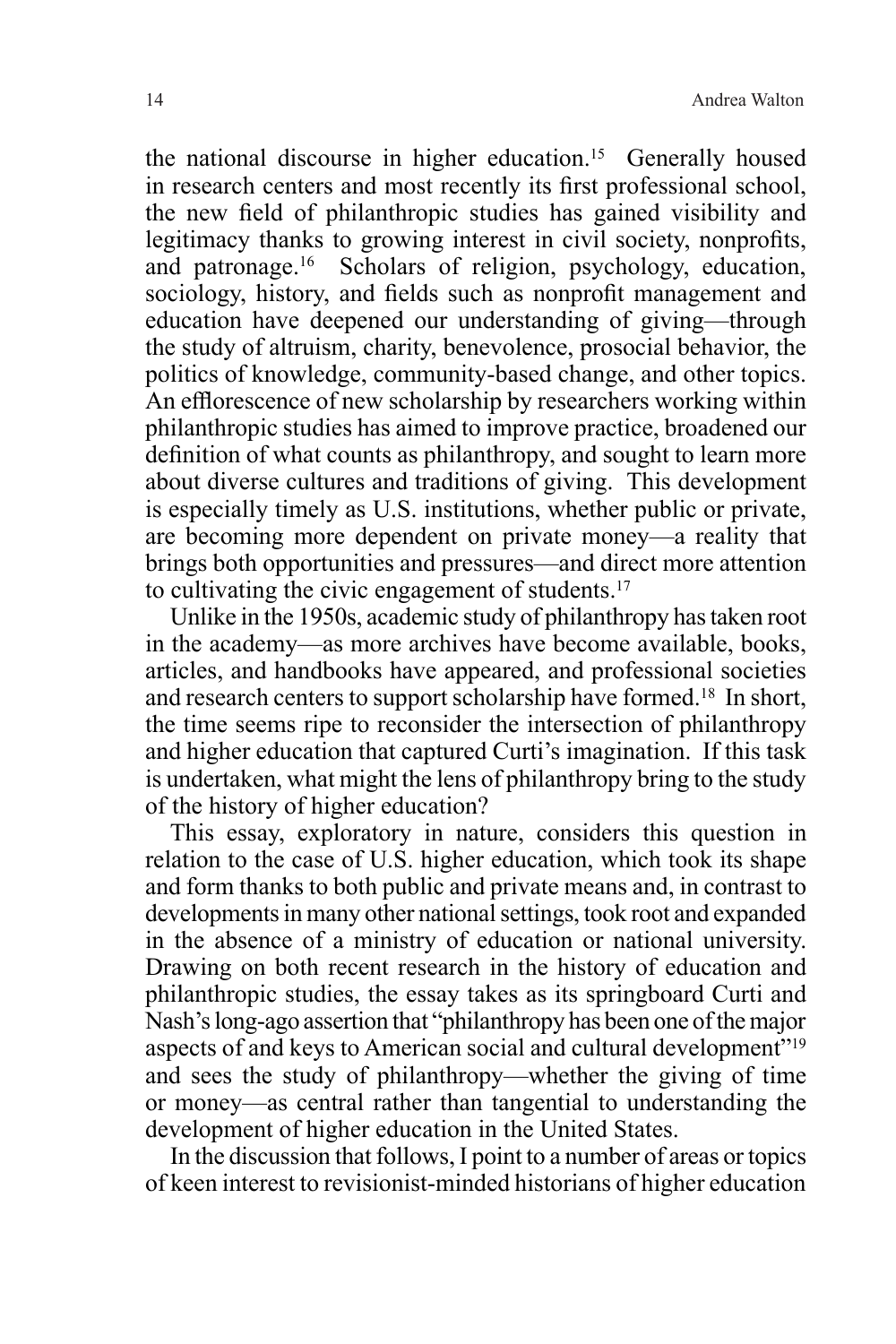the national discourse in higher education.[15] Generally housed in research centers and most recently its first professional school, the new field of philanthropic studies has gained visibility and legitimacy thanks to growing interest in civil society, nonprofits, and patronage.[16] Scholars of religion, psychology, education, sociology, history, and fields such as nonprofit management and education have deepened our understanding of giving—through the study of altruism, charity, benevolence, prosocial behavior, the politics of knowledge, community-based change, and other topics. An efflorescence of new scholarship by researchers working within philanthropic studies has aimed to improve practice, broadened our definition of what counts as philanthropy, and sought to learn more about diverse cultures and traditions of giving. This development is especially timely as U.S. institutions, whether public or private, are becoming more dependent on private money—a reality that brings both opportunities and pressures—and direct more attention to cultivating the civic engagement of students.[17]

Unlike in the 1950s, academic study of philanthropy has taken root in the academy—as more archives have become available, books, articles, and handbooks have appeared, and professional societies and research centers to support scholarship have formed.[18] In short, the time seems ripe to reconsider the intersection of philanthropy and higher education that captured Curti's imagination. If this task is undertaken, what might the lens of philanthropy bring to the study of the history of higher education?

This essay, exploratory in nature, considers this question in relation to the case of U.S. higher education, which took its shape and form thanks to both public and private means and, in contrast to developments in many other national settings, took root and expanded in the absence of a ministry of education or national university. Drawing on both recent research in the history of education and philanthropic studies, the essay takes as its springboard Curti and Nash's long-ago assertion that "philanthropy has been one of the major aspects of and keys to American social and cultural development"[19] and sees the study of philanthropy—whether the giving of time or money—as central rather than tangential to understanding the development of higher education in the United States.

In the discussion that follows, I point to a number of areas or topics of keen interest to revisionist-minded historians of higher education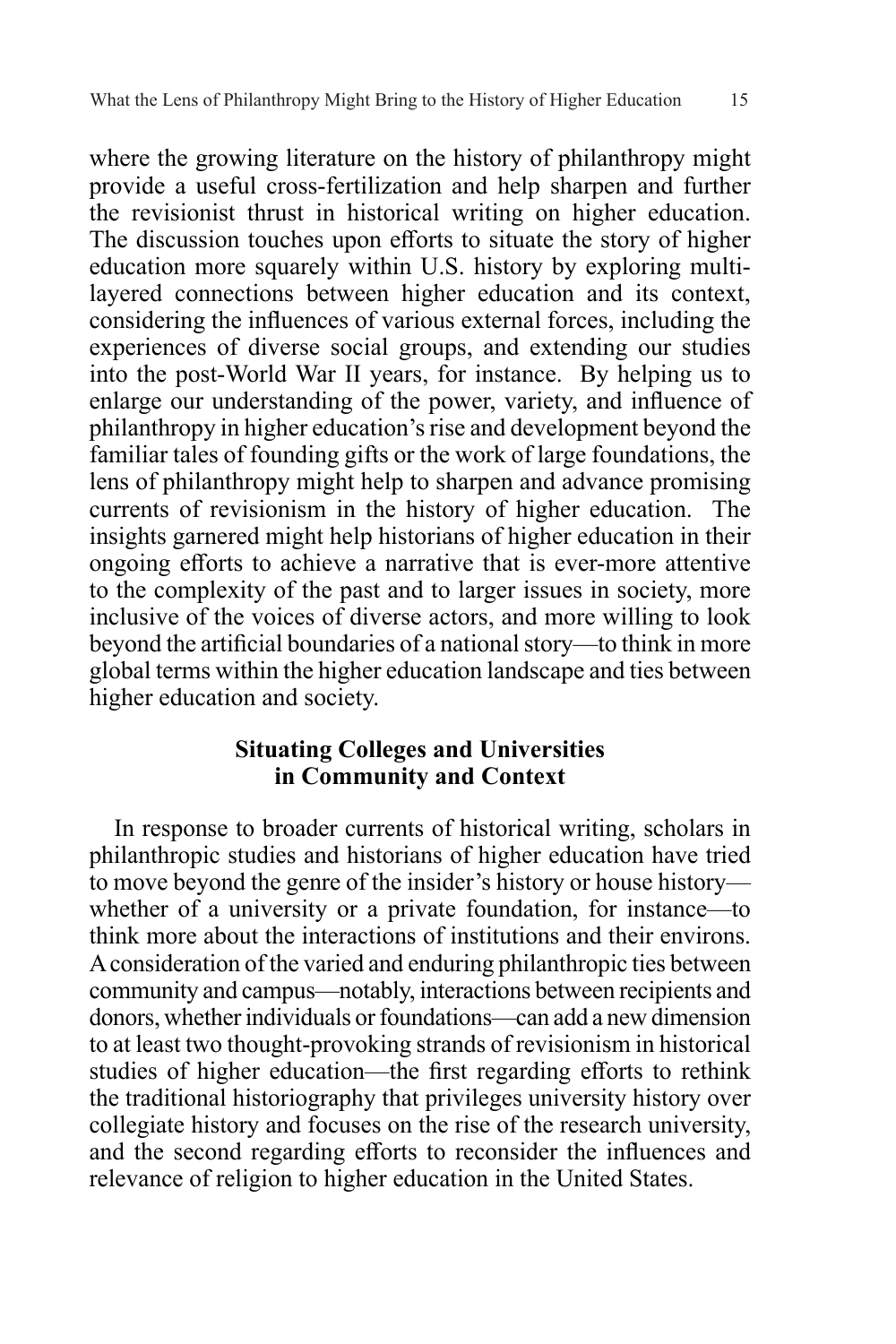where the growing literature on the history of philanthropy might provide a useful cross-fertilization and help sharpen and further the revisionist thrust in historical writing on higher education. The discussion touches upon efforts to situate the story of higher education more squarely within U.S. history by exploring multi-layered connections between higher education and its context, considering the influences of various external forces, including the experiences of diverse social groups, and extending our studies into the post-World War II years, for instance. By helping us to enlarge our understanding of the power, variety, and influence of philanthropy in higher education's rise and development beyond the familiar tales of founding gifts or the work of large foundations, the lens of philanthropy might help to sharpen and advance promising currents of revisionism in the history of higher education. The insights garnered might help historians of higher education in their ongoing efforts to achieve a narrative that is ever-more attentive to the complexity of the past and to larger issues in society, more inclusive of the voices of diverse actors, and more willing to look beyond the artificial boundaries of a national story—to think in more global terms within the higher education landscape and ties between higher education and society.

## Situating Colleges and Universities in Community and Context

In response to broader currents of historical writing, scholars in philanthropic studies and historians of higher education have tried to move beyond the genre of the insider's history or house history—whether of a university or a private foundation, for instance—to think more about the interactions of institutions and their environs. A consideration of the varied and enduring philanthropic ties between community and campus—notably, interactions between recipients and donors, whether individuals or foundations—can add a new dimension to at least two thought-provoking strands of revisionism in historical studies of higher education—the first regarding efforts to rethink the traditional historiography that privileges university history over collegiate history and focuses on the rise of the research university, and the second regarding efforts to reconsider the influences and relevance of religion to higher education in the United States.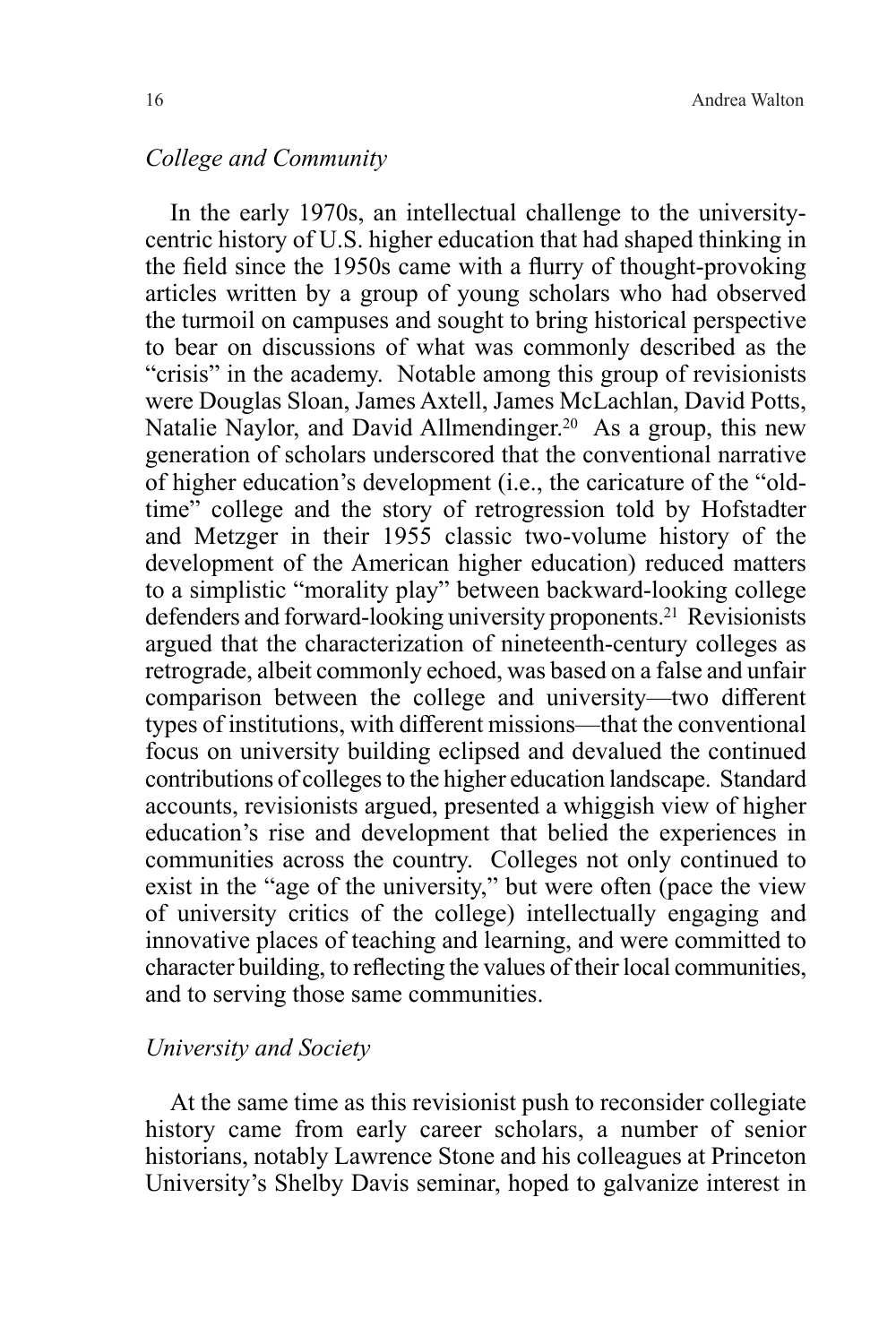*College and Community*

In the early 1970s, an intellectual challenge to the university-centric history of U.S. higher education that had shaped thinking in the field since the 1950s came with a flurry of thought-provoking articles written by a group of young scholars who had observed the turmoil on campuses and sought to bring historical perspective to bear on discussions of what was commonly described as the "crisis" in the academy. Notable among this group of revisionists were Douglas Sloan, James Axtell, James McLachlan, David Potts, Natalie Naylor, and David Allmendinger.[20] As a group, this new generation of scholars underscored that the conventional narrative of higher education's development (i.e., the caricature of the "old-time" college and the story of retrogression told by Hofstadter and Metzger in their 1955 classic two-volume history of the development of the American higher education) reduced matters to a simplistic "morality play" between backward-looking college defenders and forward-looking university proponents.[21] Revisionists argued that the characterization of nineteenth-century colleges as retrograde, albeit commonly echoed, was based on a false and unfair comparison between the college and university—two different types of institutions, with different missions—that the conventional focus on university building eclipsed and devalued the continued contributions of colleges to the higher education landscape. Standard accounts, revisionists argued, presented a whiggish view of higher education's rise and development that belied the experiences in communities across the country. Colleges not only continued to exist in the "age of the university," but were often (pace the view of university critics of the college) intellectually engaging and innovative places of teaching and learning, and were committed to character building, to reflecting the values of their local communities, and to serving those same communities.

*University and Society*

At the same time as this revisionist push to reconsider collegiate history came from early career scholars, a number of senior historians, notably Lawrence Stone and his colleagues at Princeton University's Shelby Davis seminar, hoped to galvanize interest in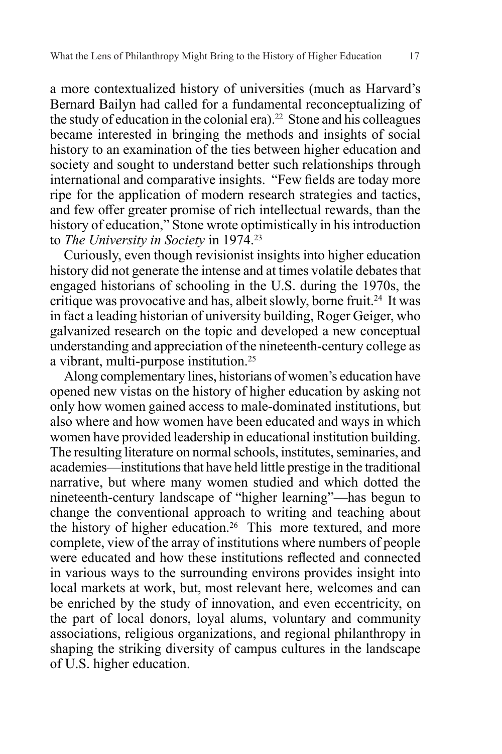a more contextualized history of universities (much as Harvard's Bernard Bailyn had called for a fundamental reconceptualizing of the study of education in the colonial era).[22] Stone and his colleagues became interested in bringing the methods and insights of social history to an examination of the ties between higher education and society and sought to understand better such relationships through international and comparative insights. "Few fields are today more ripe for the application of modern research strategies and tactics, and few offer greater promise of rich intellectual rewards, than the history of education," Stone wrote optimistically in his introduction to *The University in Society* in 1974.[23]

Curiously, even though revisionist insights into higher education history did not generate the intense and at times volatile debates that engaged historians of schooling in the U.S. during the 1970s, the critique was provocative and has, albeit slowly, borne fruit.[24] It was in fact a leading historian of university building, Roger Geiger, who galvanized research on the topic and developed a new conceptual understanding and appreciation of the nineteenth-century college as a vibrant, multi-purpose institution.[25]

Along complementary lines, historians of women's education have opened new vistas on the history of higher education by asking not only how women gained access to male-dominated institutions, but also where and how women have been educated and ways in which women have provided leadership in educational institution building. The resulting literature on normal schools, institutes, seminaries, and academies—institutions that have held little prestige in the traditional narrative, but where many women studied and which dotted the nineteenth-century landscape of "higher learning"—has begun to change the conventional approach to writing and teaching about the history of higher education.[26] This more textured, and more complete, view of the array of institutions where numbers of people were educated and how these institutions reflected and connected in various ways to the surrounding environs provides insight into local markets at work, but, most relevant here, welcomes and can be enriched by the study of innovation, and even eccentricity, on the part of local donors, loyal alums, voluntary and community associations, religious organizations, and regional philanthropy in shaping the striking diversity of campus cultures in the landscape of U.S. higher education.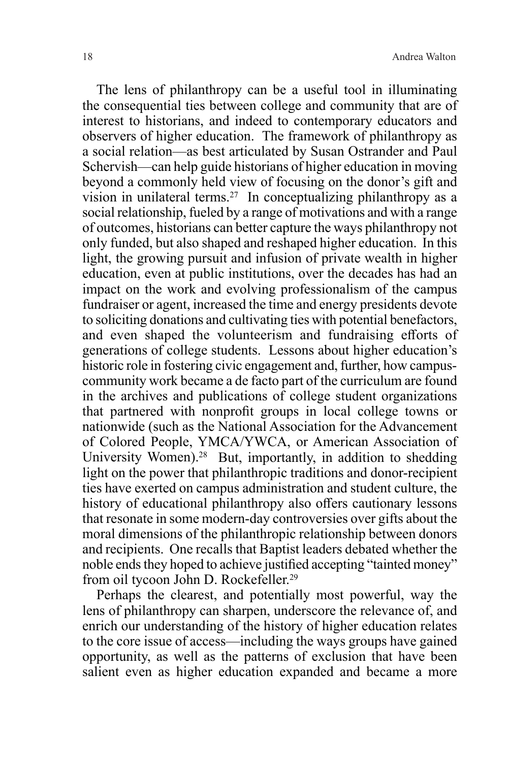The lens of philanthropy can be a useful tool in illuminating the consequential ties between college and community that are of interest to historians, and indeed to contemporary educators and observers of higher education. The framework of philanthropy as a social relation—as best articulated by Susan Ostrander and Paul Schervish—can help guide historians of higher education in moving beyond a commonly held view of focusing on the donor's gift and vision in unilateral terms.[27] In conceptualizing philanthropy as a social relationship, fueled by a range of motivations and with a range of outcomes, historians can better capture the ways philanthropy not only funded, but also shaped and reshaped higher education. In this light, the growing pursuit and infusion of private wealth in higher education, even at public institutions, over the decades has had an impact on the work and evolving professionalism of the campus fundraiser or agent, increased the time and energy presidents devote to soliciting donations and cultivating ties with potential benefactors, and even shaped the volunteerism and fundraising efforts of generations of college students. Lessons about higher education's historic role in fostering civic engagement and, further, how campus-community work became a de facto part of the curriculum are found in the archives and publications of college student organizations that partnered with nonprofit groups in local college towns or nationwide (such as the National Association for the Advancement of Colored People, YMCA/YWCA, or American Association of University Women).[28] But, importantly, in addition to shedding light on the power that philanthropic traditions and donor-recipient ties have exerted on campus administration and student culture, the history of educational philanthropy also offers cautionary lessons that resonate in some modern-day controversies over gifts about the moral dimensions of the philanthropic relationship between donors and recipients. One recalls that Baptist leaders debated whether the noble ends they hoped to achieve justified accepting "tainted money" from oil tycoon John D. Rockefeller.[29]

Perhaps the clearest, and potentially most powerful, way the lens of philanthropy can sharpen, underscore the relevance of, and enrich our understanding of the history of higher education relates to the core issue of access—including the ways groups have gained opportunity, as well as the patterns of exclusion that have been salient even as higher education expanded and became a more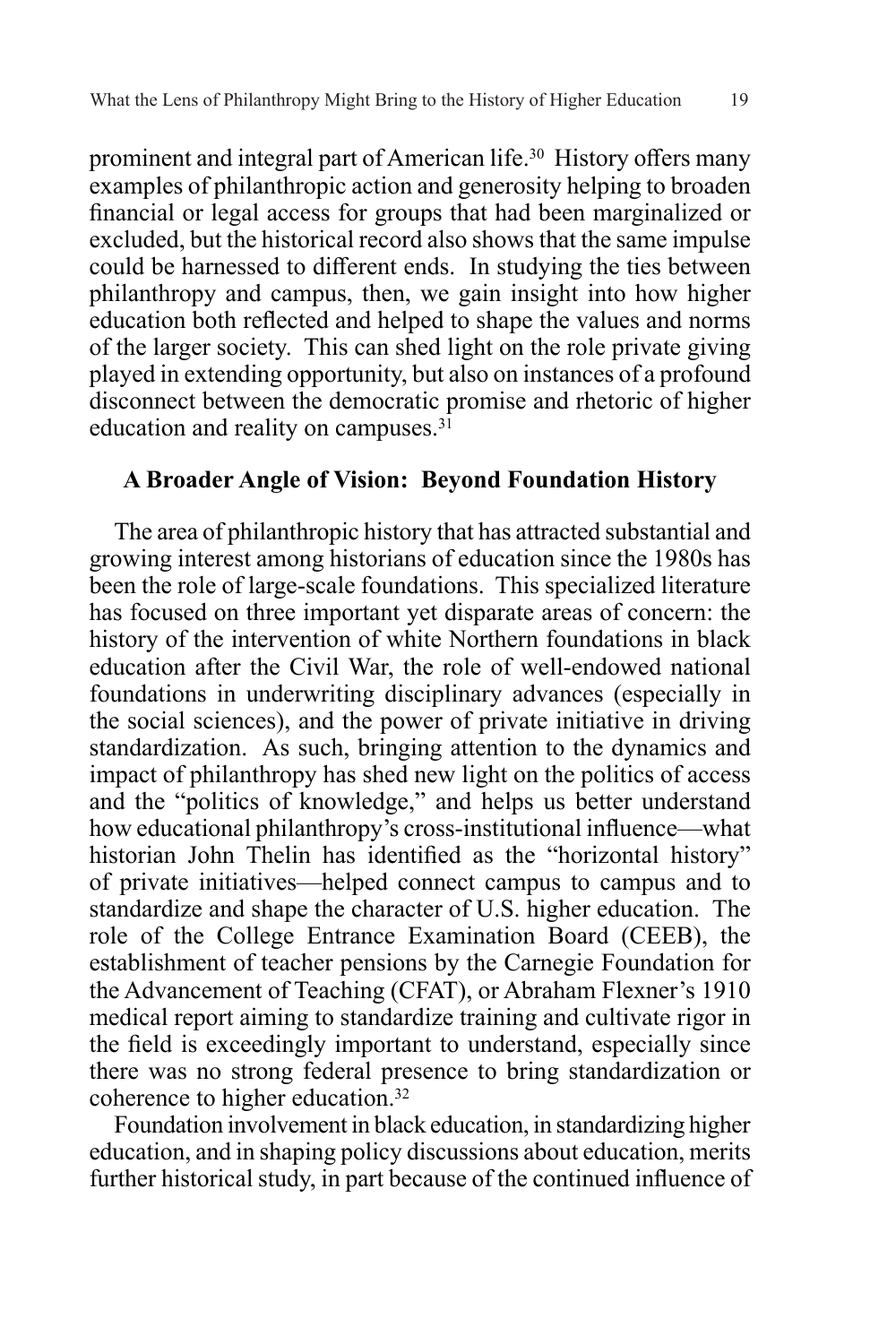prominent and integral part of American life.[30] History offers many examples of philanthropic action and generosity helping to broaden financial or legal access for groups that had been marginalized or excluded, but the historical record also shows that the same impulse could be harnessed to different ends. In studying the ties between philanthropy and campus, then, we gain insight into how higher education both reflected and helped to shape the values and norms of the larger society. This can shed light on the role private giving played in extending opportunity, but also on instances of a profound disconnect between the democratic promise and rhetoric of higher education and reality on campuses.[31]

## A Broader Angle of Vision: Beyond Foundation History

The area of philanthropic history that has attracted substantial and growing interest among historians of education since the 1980s has been the role of large-scale foundations. This specialized literature has focused on three important yet disparate areas of concern: the history of the intervention of white Northern foundations in black education after the Civil War, the role of well-endowed national foundations in underwriting disciplinary advances (especially in the social sciences), and the power of private initiative in driving standardization. As such, bringing attention to the dynamics and impact of philanthropy has shed new light on the politics of access and the "politics of knowledge," and helps us better understand how educational philanthropy's cross-institutional influence—what historian John Thelin has identified as the "horizontal history" of private initiatives—helped connect campus to campus and to standardize and shape the character of U.S. higher education. The role of the College Entrance Examination Board (CEEB), the establishment of teacher pensions by the Carnegie Foundation for the Advancement of Teaching (CFAT), or Abraham Flexner's 1910 medical report aiming to standardize training and cultivate rigor in the field is exceedingly important to understand, especially since there was no strong federal presence to bring standardization or coherence to higher education.[32]

Foundation involvement in black education, in standardizing higher education, and in shaping policy discussions about education, merits further historical study, in part because of the continued influence of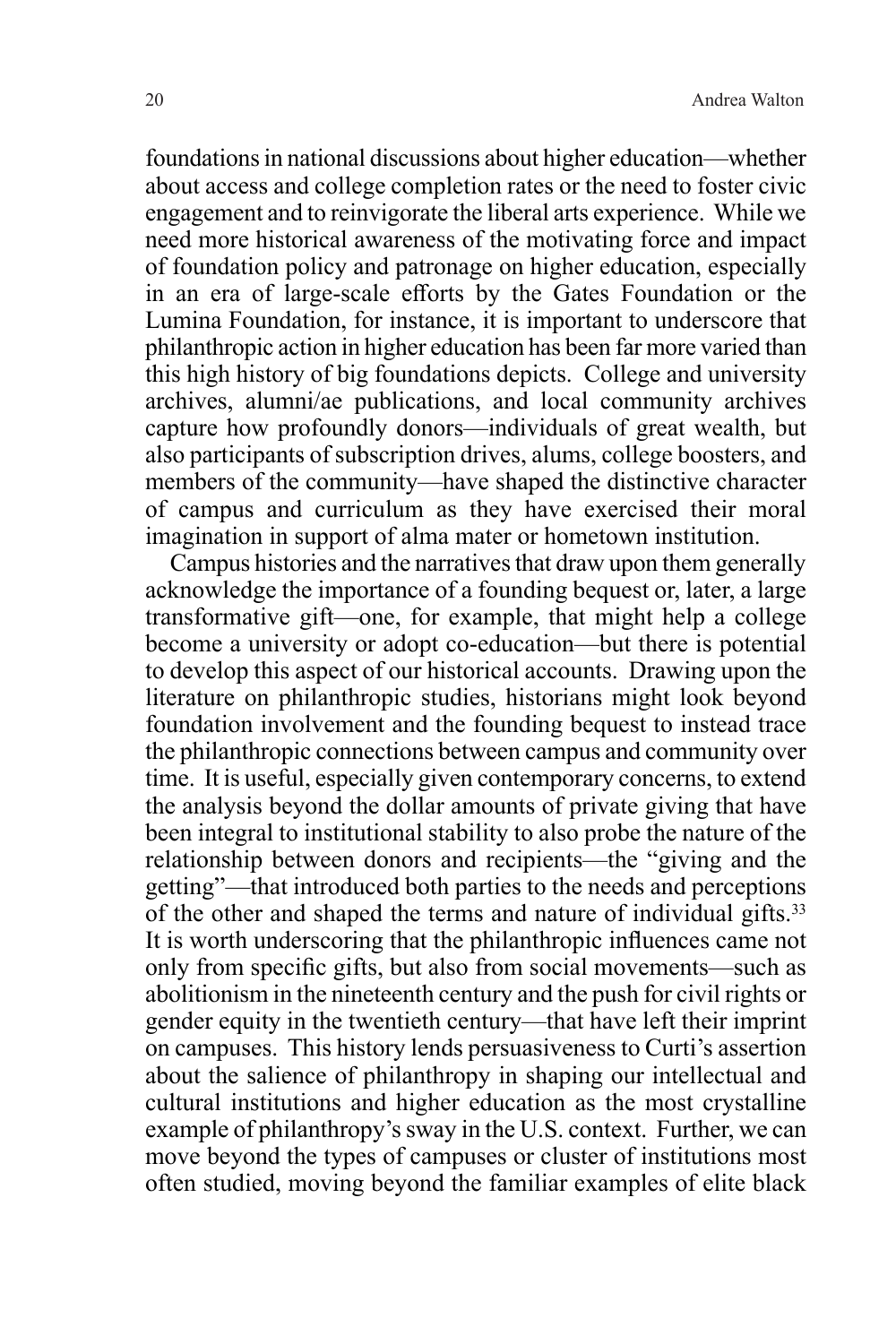foundations in national discussions about higher education—whether about access and college completion rates or the need to foster civic engagement and to reinvigorate the liberal arts experience. While we need more historical awareness of the motivating force and impact of foundation policy and patronage on higher education, especially in an era of large-scale efforts by the Gates Foundation or the Lumina Foundation, for instance, it is important to underscore that philanthropic action in higher education has been far more varied than this high history of big foundations depicts. College and university archives, alumni/ae publications, and local community archives capture how profoundly donors—individuals of great wealth, but also participants of subscription drives, alums, college boosters, and members of the community—have shaped the distinctive character of campus and curriculum as they have exercised their moral imagination in support of alma mater or hometown institution.

Campus histories and the narratives that draw upon them generally acknowledge the importance of a founding bequest or, later, a large transformative gift—one, for example, that might help a college become a university or adopt co-education—but there is potential to develop this aspect of our historical accounts. Drawing upon the literature on philanthropic studies, historians might look beyond foundation involvement and the founding bequest to instead trace the philanthropic connections between campus and community over time. It is useful, especially given contemporary concerns, to extend the analysis beyond the dollar amounts of private giving that have been integral to institutional stability to also probe the nature of the relationship between donors and recipients—the "giving and the getting"—that introduced both parties to the needs and perceptions of the other and shaped the terms and nature of individual gifts.[33] It is worth underscoring that the philanthropic influences came not only from specific gifts, but also from social movements—such as abolitionism in the nineteenth century and the push for civil rights or gender equity in the twentieth century—that have left their imprint on campuses. This history lends persuasiveness to Curti's assertion about the salience of philanthropy in shaping our intellectual and cultural institutions and higher education as the most crystalline example of philanthropy's sway in the U.S. context. Further, we can move beyond the types of campuses or cluster of institutions most often studied, moving beyond the familiar examples of elite black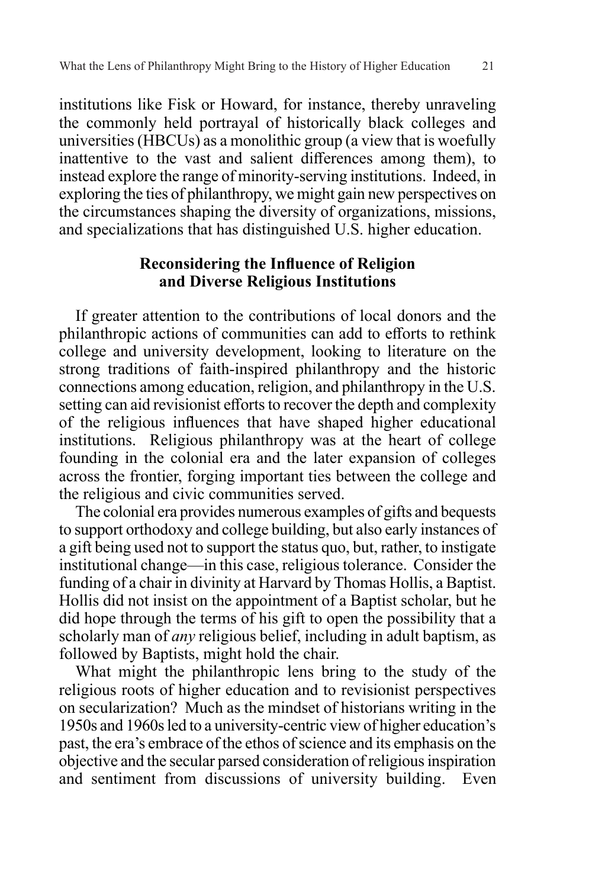institutions like Fisk or Howard, for instance, thereby unraveling the commonly held portrayal of historically black colleges and universities (HBCUs) as a monolithic group (a view that is woefully inattentive to the vast and salient differences among them), to instead explore the range of minority-serving institutions. Indeed, in exploring the ties of philanthropy, we might gain new perspectives on the circumstances shaping the diversity of organizations, missions, and specializations that has distinguished U.S. higher education.

## Reconsidering the Influence of Religion and Diverse Religious Institutions

If greater attention to the contributions of local donors and the philanthropic actions of communities can add to efforts to rethink college and university development, looking to literature on the strong traditions of faith-inspired philanthropy and the historic connections among education, religion, and philanthropy in the U.S. setting can aid revisionist efforts to recover the depth and complexity of the religious influences that have shaped higher educational institutions. Religious philanthropy was at the heart of college founding in the colonial era and the later expansion of colleges across the frontier, forging important ties between the college and the religious and civic communities served.

The colonial era provides numerous examples of gifts and bequests to support orthodoxy and college building, but also early instances of a gift being used not to support the status quo, but, rather, to instigate institutional change—in this case, religious tolerance. Consider the funding of a chair in divinity at Harvard by Thomas Hollis, a Baptist. Hollis did not insist on the appointment of a Baptist scholar, but he did hope through the terms of his gift to open the possibility that a scholarly man of *any* religious belief, including in adult baptism, as followed by Baptists, might hold the chair.

What might the philanthropic lens bring to the study of the religious roots of higher education and to revisionist perspectives on secularization? Much as the mindset of historians writing in the 1950s and 1960s led to a university-centric view of higher education's past, the era's embrace of the ethos of science and its emphasis on the objective and the secular parsed consideration of religious inspiration and sentiment from discussions of university building. Even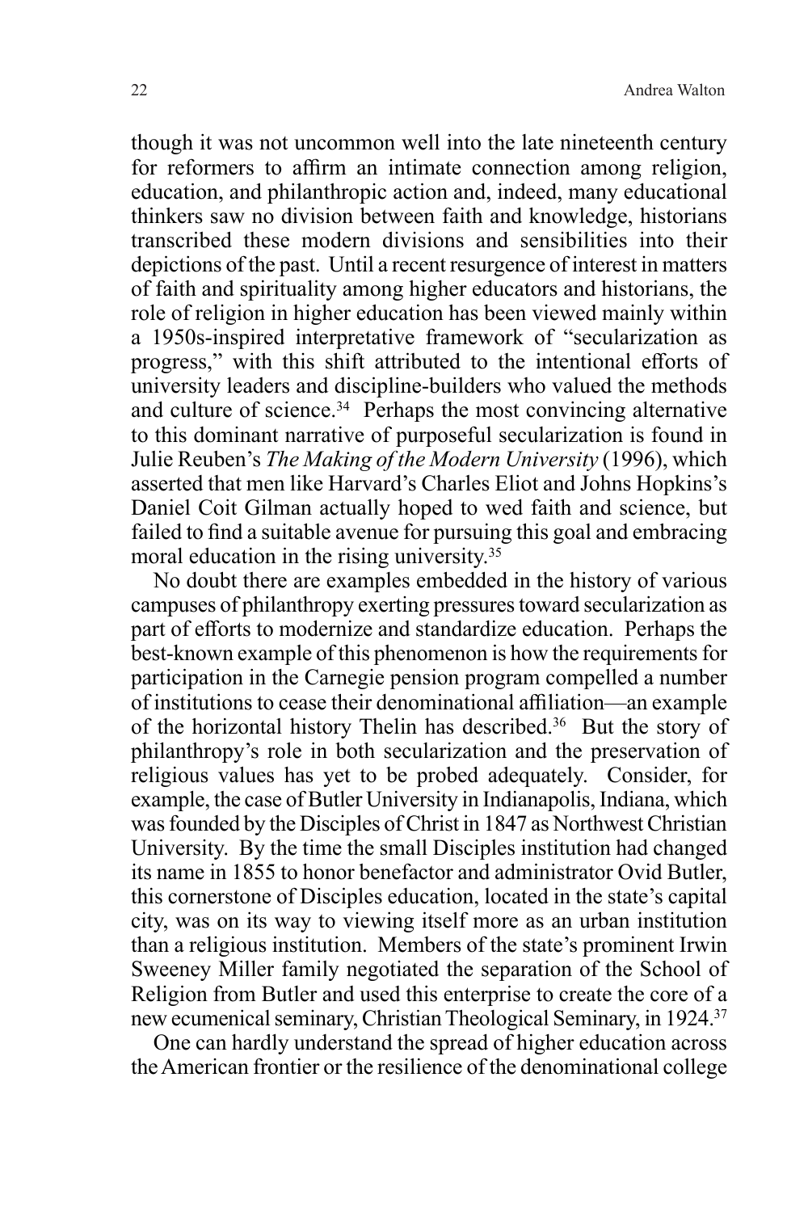though it was not uncommon well into the late nineteenth century for reformers to affirm an intimate connection among religion, education, and philanthropic action and, indeed, many educational thinkers saw no division between faith and knowledge, historians transcribed these modern divisions and sensibilities into their depictions of the past. Until a recent resurgence of interest in matters of faith and spirituality among higher educators and historians, the role of religion in higher education has been viewed mainly within a 1950s-inspired interpretative framework of "secularization as progress," with this shift attributed to the intentional efforts of university leaders and discipline-builders who valued the methods and culture of science.[34] Perhaps the most convincing alternative to this dominant narrative of purposeful secularization is found in Julie Reuben's *The Making of the Modern University* (1996), which asserted that men like Harvard's Charles Eliot and Johns Hopkins's Daniel Coit Gilman actually hoped to wed faith and science, but failed to find a suitable avenue for pursuing this goal and embracing moral education in the rising university.[35]

No doubt there are examples embedded in the history of various campuses of philanthropy exerting pressures toward secularization as part of efforts to modernize and standardize education. Perhaps the best-known example of this phenomenon is how the requirements for participation in the Carnegie pension program compelled a number of institutions to cease their denominational affiliation—an example of the horizontal history Thelin has described.[36] But the story of philanthropy's role in both secularization and the preservation of religious values has yet to be probed adequately. Consider, for example, the case of Butler University in Indianapolis, Indiana, which was founded by the Disciples of Christ in 1847 as Northwest Christian University. By the time the small Disciples institution had changed its name in 1855 to honor benefactor and administrator Ovid Butler, this cornerstone of Disciples education, located in the state's capital city, was on its way to viewing itself more as an urban institution than a religious institution. Members of the state's prominent Irwin Sweeney Miller family negotiated the separation of the School of Religion from Butler and used this enterprise to create the core of a new ecumenical seminary, Christian Theological Seminary, in 1924.[37]

One can hardly understand the spread of higher education across the American frontier or the resilience of the denominational college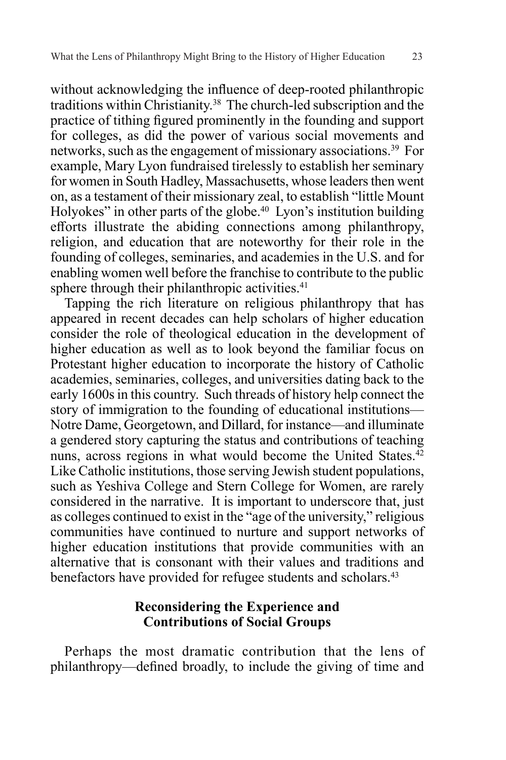without acknowledging the influence of deep-rooted philanthropic traditions within Christianity.[38] The church-led subscription and the practice of tithing figured prominently in the founding and support for colleges, as did the power of various social movements and networks, such as the engagement of missionary associations.[39] For example, Mary Lyon fundraised tirelessly to establish her seminary for women in South Hadley, Massachusetts, whose leaders then went on, as a testament of their missionary zeal, to establish "little Mount Holyokes" in other parts of the globe.[40] Lyon's institution building efforts illustrate the abiding connections among philanthropy, religion, and education that are noteworthy for their role in the founding of colleges, seminaries, and academies in the U.S. and for enabling women well before the franchise to contribute to the public sphere through their philanthropic activities.[41]

Tapping the rich literature on religious philanthropy that has appeared in recent decades can help scholars of higher education consider the role of theological education in the development of higher education as well as to look beyond the familiar focus on Protestant higher education to incorporate the history of Catholic academies, seminaries, colleges, and universities dating back to the early 1600s in this country. Such threads of history help connect the story of immigration to the founding of educational institutions—Notre Dame, Georgetown, and Dillard, for instance—and illuminate a gendered story capturing the status and contributions of teaching nuns, across regions in what would become the United States.[42] Like Catholic institutions, those serving Jewish student populations, such as Yeshiva College and Stern College for Women, are rarely considered in the narrative. It is important to underscore that, just as colleges continued to exist in the "age of the university," religious communities have continued to nurture and support networks of higher education institutions that provide communities with an alternative that is consonant with their values and traditions and benefactors have provided for refugee students and scholars.[43]

## Reconsidering the Experience and Contributions of Social Groups

Perhaps the most dramatic contribution that the lens of philanthropy—defined broadly, to include the giving of time and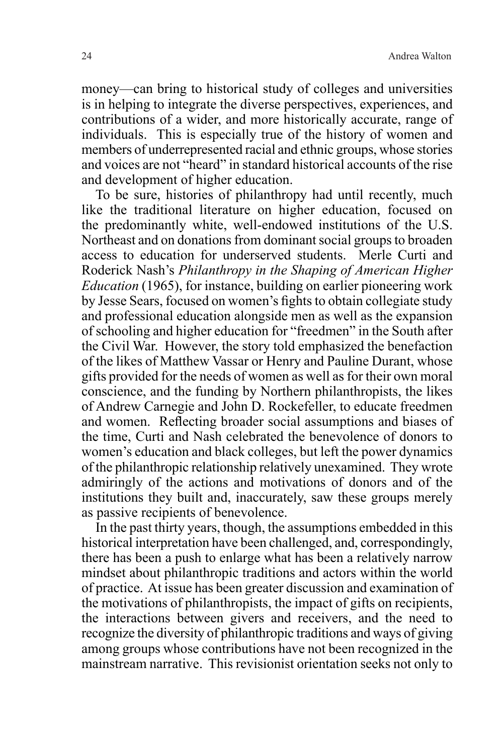money—can bring to historical study of colleges and universities is in helping to integrate the diverse perspectives, experiences, and contributions of a wider, and more historically accurate, range of individuals. This is especially true of the history of women and members of underrepresented racial and ethnic groups, whose stories and voices are not "heard" in standard historical accounts of the rise and development of higher education.

To be sure, histories of philanthropy had until recently, much like the traditional literature on higher education, focused on the predominantly white, well-endowed institutions of the U.S. Northeast and on donations from dominant social groups to broaden access to education for underserved students. Merle Curti and Roderick Nash's *Philanthropy in the Shaping of American Higher Education* (1965), for instance, building on earlier pioneering work by Jesse Sears, focused on women's fights to obtain collegiate study and professional education alongside men as well as the expansion of schooling and higher education for "freedmen" in the South after the Civil War. However, the story told emphasized the benefaction of the likes of Matthew Vassar or Henry and Pauline Durant, whose gifts provided for the needs of women as well as for their own moral conscience, and the funding by Northern philanthropists, the likes of Andrew Carnegie and John D. Rockefeller, to educate freedmen and women. Reflecting broader social assumptions and biases of the time, Curti and Nash celebrated the benevolence of donors to women's education and black colleges, but left the power dynamics of the philanthropic relationship relatively unexamined. They wrote admiringly of the actions and motivations of donors and of the institutions they built and, inaccurately, saw these groups merely as passive recipients of benevolence.

In the past thirty years, though, the assumptions embedded in this historical interpretation have been challenged, and, correspondingly, there has been a push to enlarge what has been a relatively narrow mindset about philanthropic traditions and actors within the world of practice. At issue has been greater discussion and examination of the motivations of philanthropists, the impact of gifts on recipients, the interactions between givers and receivers, and the need to recognize the diversity of philanthropic traditions and ways of giving among groups whose contributions have not been recognized in the mainstream narrative. This revisionist orientation seeks not only to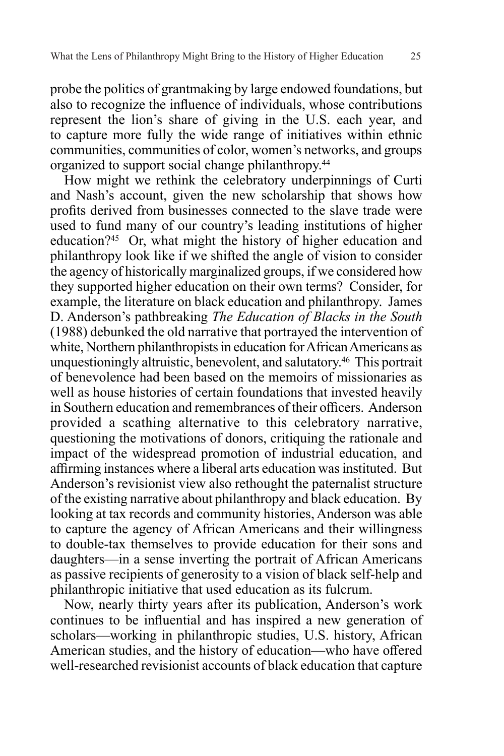probe the politics of grantmaking by large endowed foundations, but also to recognize the influence of individuals, whose contributions represent the lion's share of giving in the U.S. each year, and to capture more fully the wide range of initiatives within ethnic communities, communities of color, women's networks, and groups organized to support social change philanthropy.[44]

How might we rethink the celebratory underpinnings of Curti and Nash's account, given the new scholarship that shows how profits derived from businesses connected to the slave trade were used to fund many of our country's leading institutions of higher education?[45] Or, what might the history of higher education and philanthropy look like if we shifted the angle of vision to consider the agency of historically marginalized groups, if we considered how they supported higher education on their own terms? Consider, for example, the literature on black education and philanthropy. James D. Anderson's pathbreaking *The Education of Blacks in the South* (1988) debunked the old narrative that portrayed the intervention of white, Northern philanthropists in education for African Americans as unquestioningly altruistic, benevolent, and salutatory.[46] This portrait of benevolence had been based on the memoirs of missionaries as well as house histories of certain foundations that invested heavily in Southern education and remembrances of their officers. Anderson provided a scathing alternative to this celebratory narrative, questioning the motivations of donors, critiquing the rationale and impact of the widespread promotion of industrial education, and affirming instances where a liberal arts education was instituted. But Anderson's revisionist view also rethought the paternalist structure of the existing narrative about philanthropy and black education. By looking at tax records and community histories, Anderson was able to capture the agency of African Americans and their willingness to double-tax themselves to provide education for their sons and daughters—in a sense inverting the portrait of African Americans as passive recipients of generosity to a vision of black self-help and philanthropic initiative that used education as its fulcrum.

Now, nearly thirty years after its publication, Anderson's work continues to be influential and has inspired a new generation of scholars—working in philanthropic studies, U.S. history, African American studies, and the history of education—who have offered well-researched revisionist accounts of black education that capture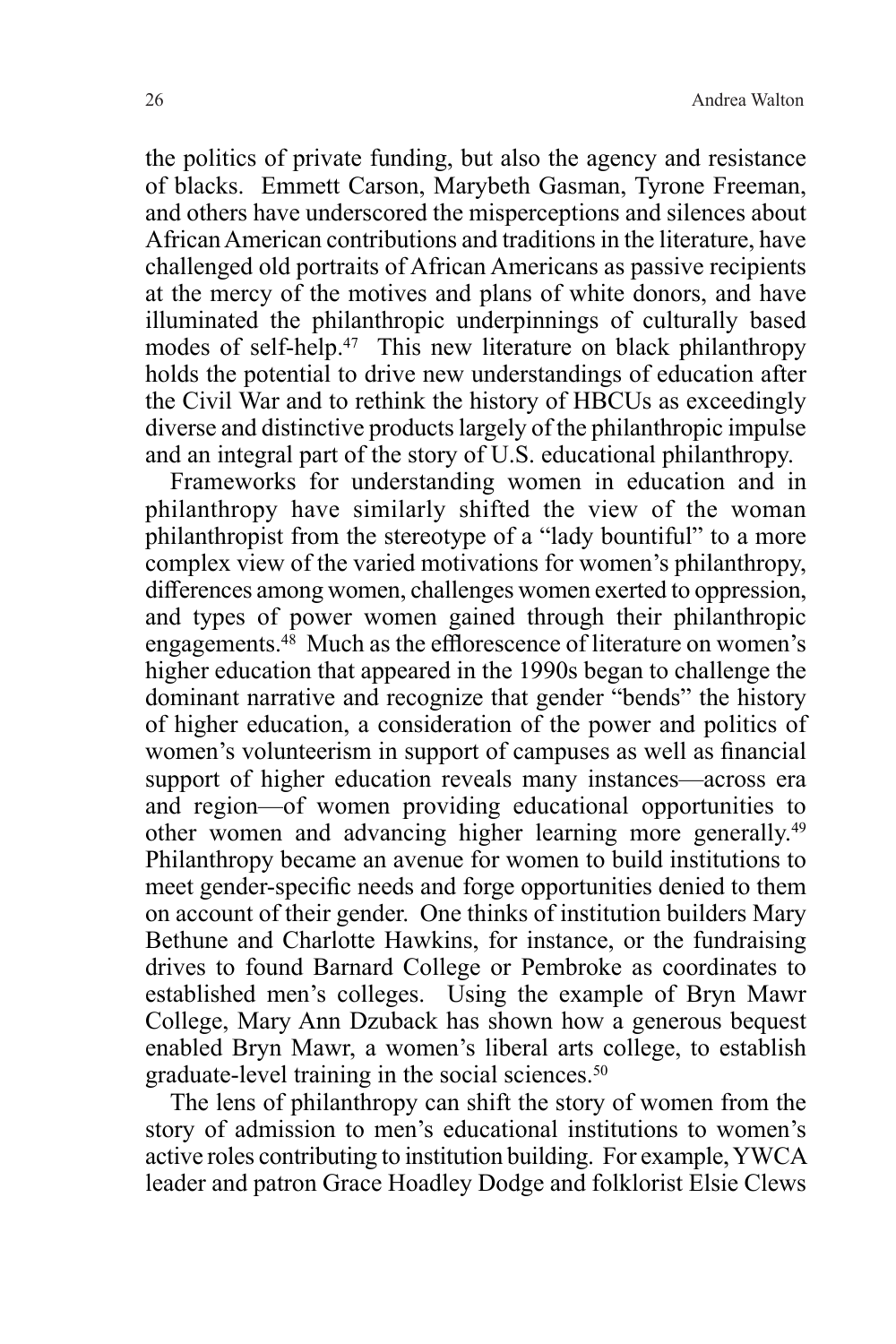the politics of private funding, but also the agency and resistance of blacks. Emmett Carson, Marybeth Gasman, Tyrone Freeman, and others have underscored the misperceptions and silences about African American contributions and traditions in the literature, have challenged old portraits of African Americans as passive recipients at the mercy of the motives and plans of white donors, and have illuminated the philanthropic underpinnings of culturally based modes of self-help.[47] This new literature on black philanthropy holds the potential to drive new understandings of education after the Civil War and to rethink the history of HBCUs as exceedingly diverse and distinctive products largely of the philanthropic impulse and an integral part of the story of U.S. educational philanthropy.

Frameworks for understanding women in education and in philanthropy have similarly shifted the view of the woman philanthropist from the stereotype of a "lady bountiful" to a more complex view of the varied motivations for women's philanthropy, differences among women, challenges women exerted to oppression, and types of power women gained through their philanthropic engagements.[48] Much as the efflorescence of literature on women's higher education that appeared in the 1990s began to challenge the dominant narrative and recognize that gender "bends" the history of higher education, a consideration of the power and politics of women's volunteerism in support of campuses as well as financial support of higher education reveals many instances—across era and region—of women providing educational opportunities to other women and advancing higher learning more generally.[49] Philanthropy became an avenue for women to build institutions to meet gender-specific needs and forge opportunities denied to them on account of their gender. One thinks of institution builders Mary Bethune and Charlotte Hawkins, for instance, or the fundraising drives to found Barnard College or Pembroke as coordinates to established men's colleges. Using the example of Bryn Mawr College, Mary Ann Dzuback has shown how a generous bequest enabled Bryn Mawr, a women's liberal arts college, to establish graduate-level training in the social sciences.[50]

The lens of philanthropy can shift the story of women from the story of admission to men's educational institutions to women's active roles contributing to institution building. For example, YWCA leader and patron Grace Hoadley Dodge and folklorist Elsie Clews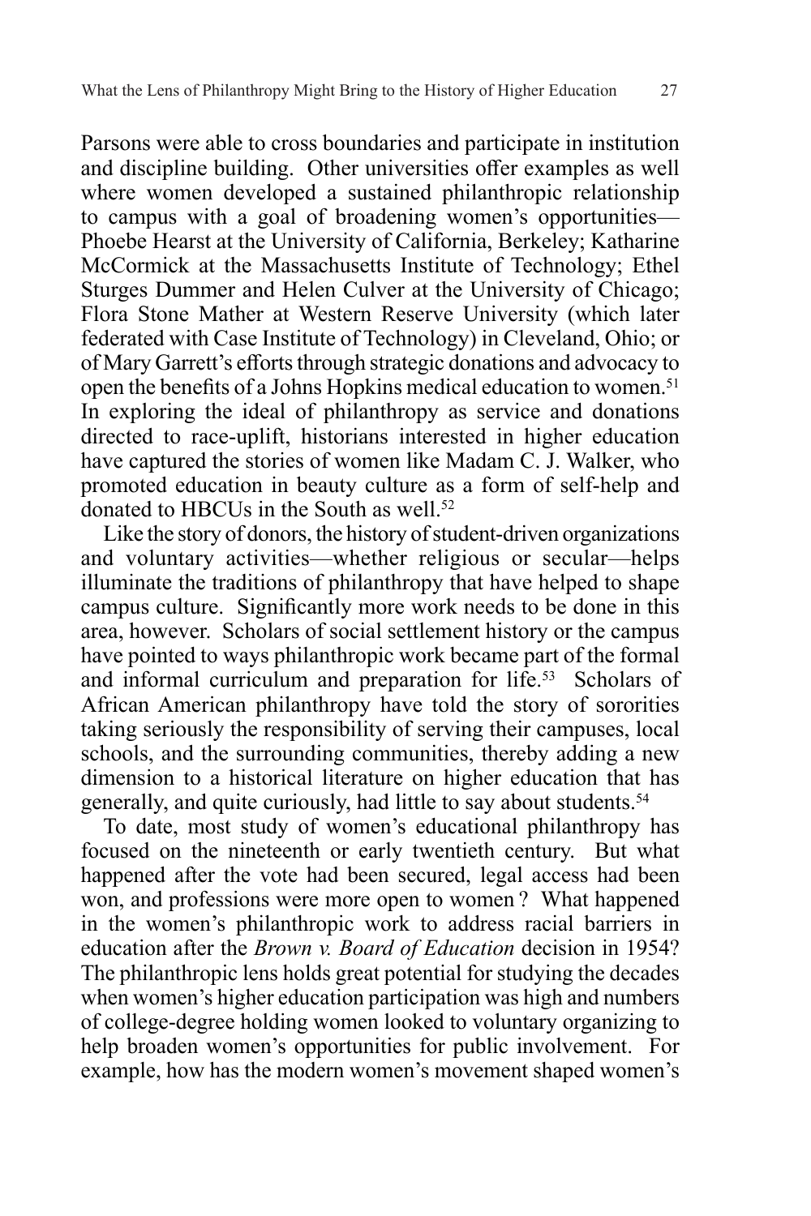Parsons were able to cross boundaries and participate in institution and discipline building. Other universities offer examples as well where women developed a sustained philanthropic relationship to campus with a goal of broadening women's opportunities—Phoebe Hearst at the University of California, Berkeley; Katharine McCormick at the Massachusetts Institute of Technology; Ethel Sturges Dummer and Helen Culver at the University of Chicago; Flora Stone Mather at Western Reserve University (which later federated with Case Institute of Technology) in Cleveland, Ohio; or of Mary Garrett's efforts through strategic donations and advocacy to open the benefits of a Johns Hopkins medical education to women.[51] In exploring the ideal of philanthropy as service and donations directed to race-uplift, historians interested in higher education have captured the stories of women like Madam C. J. Walker, who promoted education in beauty culture as a form of self-help and donated to HBCUs in the South as well.[52]

Like the story of donors, the history of student-driven organizations and voluntary activities—whether religious or secular—helps illuminate the traditions of philanthropy that have helped to shape campus culture. Significantly more work needs to be done in this area, however. Scholars of social settlement history or the campus have pointed to ways philanthropic work became part of the formal and informal curriculum and preparation for life.[53] Scholars of African American philanthropy have told the story of sororities taking seriously the responsibility of serving their campuses, local schools, and the surrounding communities, thereby adding a new dimension to a historical literature on higher education that has generally, and quite curiously, had little to say about students.[54]

To date, most study of women's educational philanthropy has focused on the nineteenth or early twentieth century. But what happened after the vote had been secured, legal access had been won, and professions were more open to women ? What happened in the women's philanthropic work to address racial barriers in education after the *Brown v. Board of Education* decision in 1954? The philanthropic lens holds great potential for studying the decades when women's higher education participation was high and numbers of college-degree holding women looked to voluntary organizing to help broaden women's opportunities for public involvement. For example, how has the modern women's movement shaped women's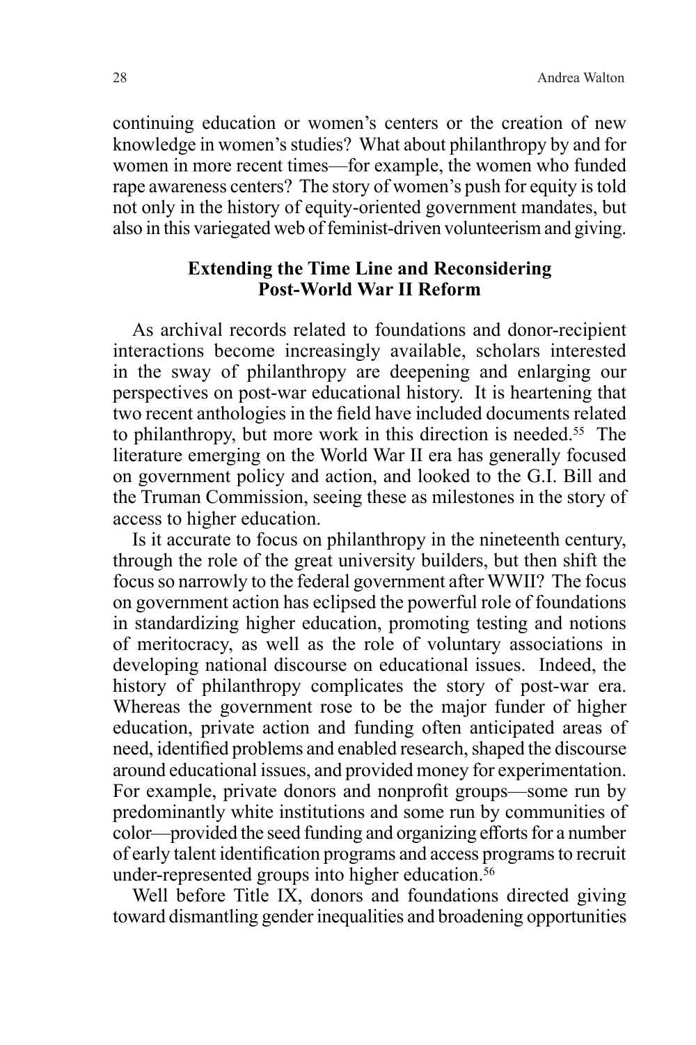continuing education or women's centers or the creation of new knowledge in women's studies? What about philanthropy by and for women in more recent times—for example, the women who funded rape awareness centers? The story of women's push for equity is told not only in the history of equity-oriented government mandates, but also in this variegated web of feminist-driven volunteerism and giving.

## Extending the Time Line and Reconsidering Post-World War II Reform

As archival records related to foundations and donor-recipient interactions become increasingly available, scholars interested in the sway of philanthropy are deepening and enlarging our perspectives on post-war educational history. It is heartening that two recent anthologies in the field have included documents related to philanthropy, but more work in this direction is needed.[55] The literature emerging on the World War II era has generally focused on government policy and action, and looked to the G.I. Bill and the Truman Commission, seeing these as milestones in the story of access to higher education.

Is it accurate to focus on philanthropy in the nineteenth century, through the role of the great university builders, but then shift the focus so narrowly to the federal government after WWII? The focus on government action has eclipsed the powerful role of foundations in standardizing higher education, promoting testing and notions of meritocracy, as well as the role of voluntary associations in developing national discourse on educational issues. Indeed, the history of philanthropy complicates the story of post-war era. Whereas the government rose to be the major funder of higher education, private action and funding often anticipated areas of need, identified problems and enabled research, shaped the discourse around educational issues, and provided money for experimentation. For example, private donors and nonprofit groups—some run by predominantly white institutions and some run by communities of color—provided the seed funding and organizing efforts for a number of early talent identification programs and access programs to recruit under-represented groups into higher education.[56]

Well before Title IX, donors and foundations directed giving toward dismantling gender inequalities and broadening opportunities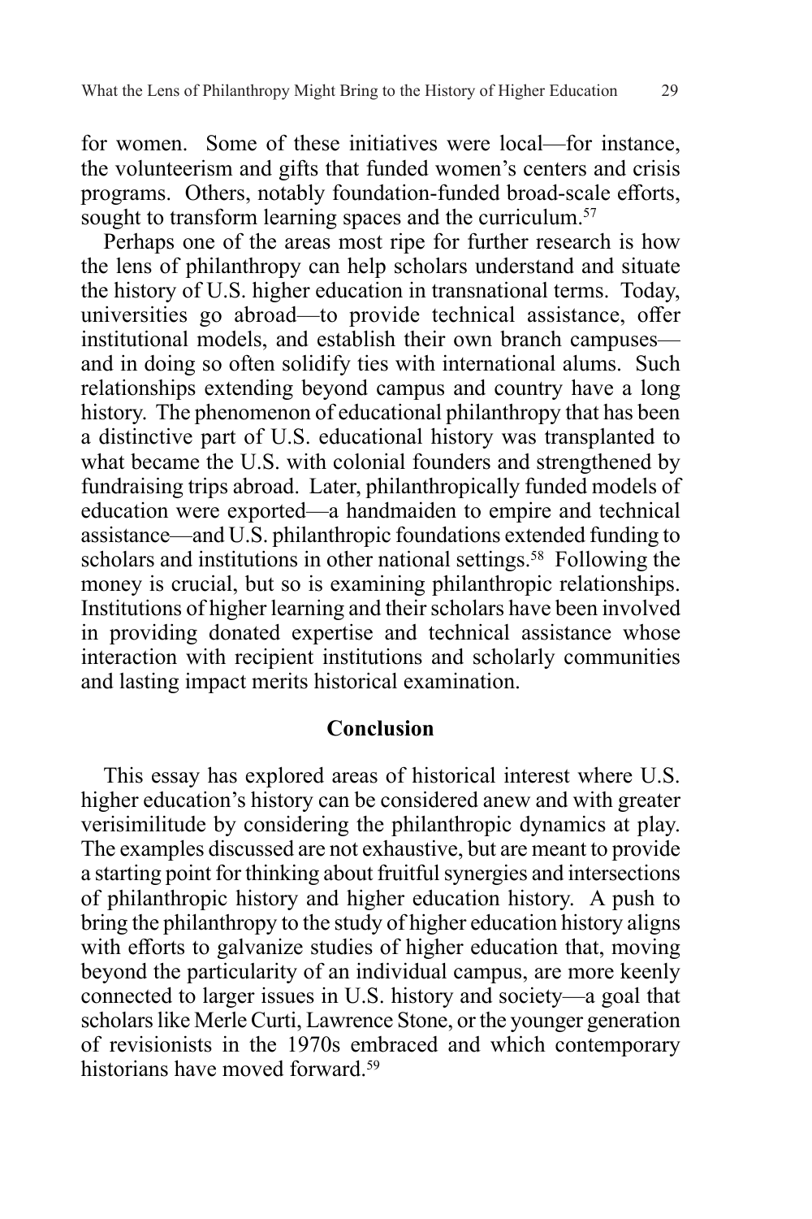for women. Some of these initiatives were local—for instance, the volunteerism and gifts that funded women's centers and crisis programs. Others, notably foundation-funded broad-scale efforts, sought to transform learning spaces and the curriculum.[57]

Perhaps one of the areas most ripe for further research is how the lens of philanthropy can help scholars understand and situate the history of U.S. higher education in transnational terms. Today, universities go abroad—to provide technical assistance, offer institutional models, and establish their own branch campuses—and in doing so often solidify ties with international alums. Such relationships extending beyond campus and country have a long history. The phenomenon of educational philanthropy that has been a distinctive part of U.S. educational history was transplanted to what became the U.S. with colonial founders and strengthened by fundraising trips abroad. Later, philanthropically funded models of education were exported—a handmaiden to empire and technical assistance—and U.S. philanthropic foundations extended funding to scholars and institutions in other national settings.[58] Following the money is crucial, but so is examining philanthropic relationships. Institutions of higher learning and their scholars have been involved in providing donated expertise and technical assistance whose interaction with recipient institutions and scholarly communities and lasting impact merits historical examination.

## Conclusion

This essay has explored areas of historical interest where U.S. higher education's history can be considered anew and with greater verisimilitude by considering the philanthropic dynamics at play. The examples discussed are not exhaustive, but are meant to provide a starting point for thinking about fruitful synergies and intersections of philanthropic history and higher education history. A push to bring the philanthropy to the study of higher education history aligns with efforts to galvanize studies of higher education that, moving beyond the particularity of an individual campus, are more keenly connected to larger issues in U.S. history and society—a goal that scholars like Merle Curti, Lawrence Stone, or the younger generation of revisionists in the 1970s embraced and which contemporary historians have moved forward.[59]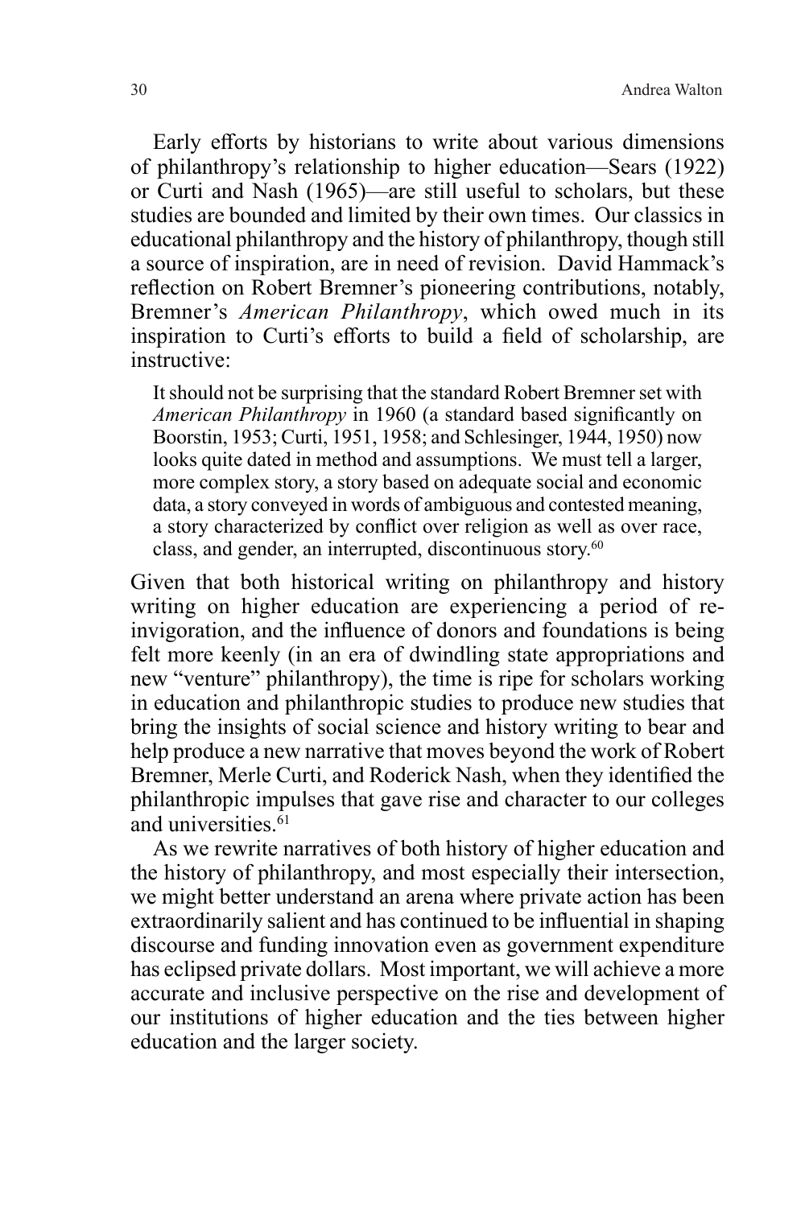Early efforts by historians to write about various dimensions of philanthropy's relationship to higher education—Sears (1922) or Curti and Nash (1965)—are still useful to scholars, but these studies are bounded and limited by their own times. Our classics in educational philanthropy and the history of philanthropy, though still a source of inspiration, are in need of revision. David Hammack's reflection on Robert Bremner's pioneering contributions, notably, Bremner's *American Philanthropy*, which owed much in its inspiration to Curti's efforts to build a field of scholarship, are instructive:

> It should not be surprising that the standard Robert Bremner set with *American Philanthropy* in 1960 (a standard based significantly on Boorstin, 1953; Curti, 1951, 1958; and Schlesinger, 1944, 1950) now looks quite dated in method and assumptions. We must tell a larger, more complex story, a story based on adequate social and economic data, a story conveyed in words of ambiguous and contested meaning, a story characterized by conflict over religion as well as over race, class, and gender, an interrupted, discontinuous story.[60]

Given that both historical writing on philanthropy and history writing on higher education are experiencing a period of re-invigoration, and the influence of donors and foundations is being felt more keenly (in an era of dwindling state appropriations and new "venture" philanthropy), the time is ripe for scholars working in education and philanthropic studies to produce new studies that bring the insights of social science and history writing to bear and help produce a new narrative that moves beyond the work of Robert Bremner, Merle Curti, and Roderick Nash, when they identified the philanthropic impulses that gave rise and character to our colleges and universities.[61]

As we rewrite narratives of both history of higher education and the history of philanthropy, and most especially their intersection, we might better understand an arena where private action has been extraordinarily salient and has continued to be influential in shaping discourse and funding innovation even as government expenditure has eclipsed private dollars. Most important, we will achieve a more accurate and inclusive perspective on the rise and development of our institutions of higher education and the ties between higher education and the larger society.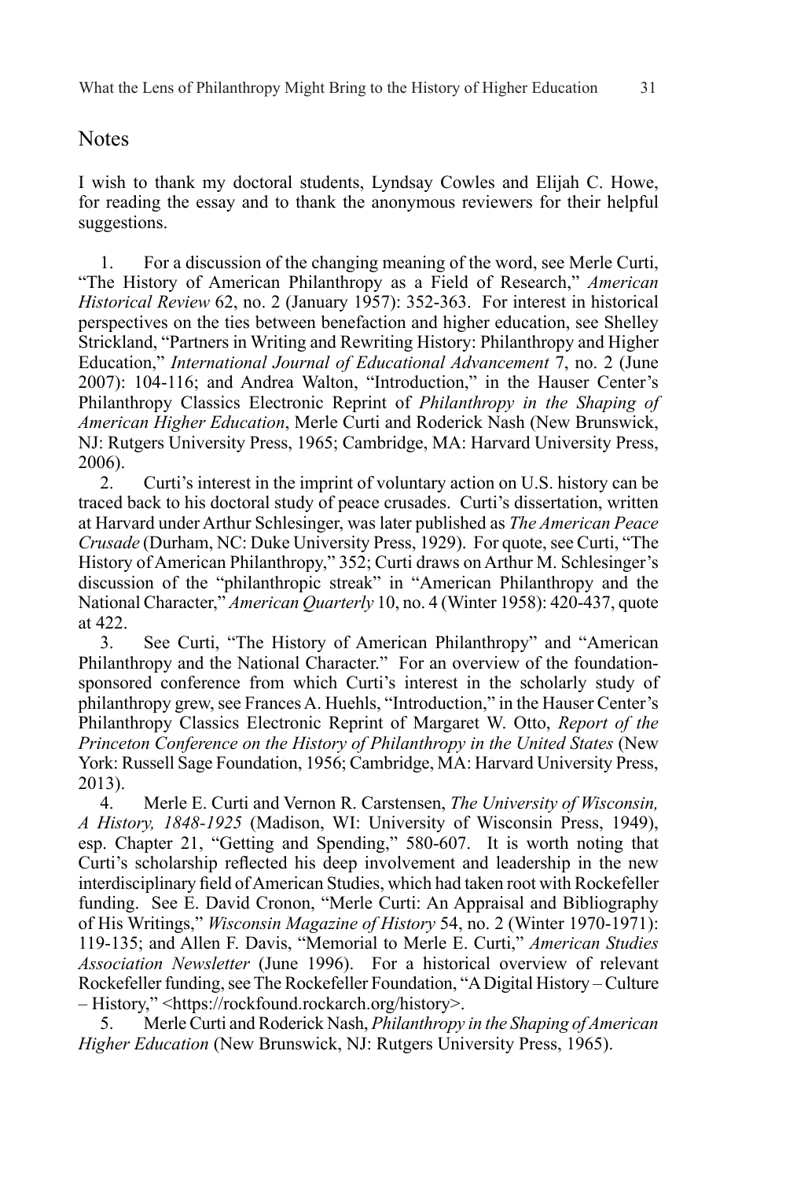## Notes

I wish to thank my doctoral students, Lyndsay Cowles and Elijah C. Howe, for reading the essay and to thank the anonymous reviewers for their helpful suggestions.

1. For a discussion of the changing meaning of the word, see Merle Curti, "The History of American Philanthropy as a Field of Research," *American Historical Review* 62, no. 2 (January 1957): 352-363. For interest in historical perspectives on the ties between benefaction and higher education, see Shelley Strickland, "Partners in Writing and Rewriting History: Philanthropy and Higher Education," *International Journal of Educational Advancement* 7, no. 2 (June 2007): 104-116; and Andrea Walton, "Introduction," in the Hauser Center's Philanthropy Classics Electronic Reprint of *Philanthropy in the Shaping of American Higher Education*, Merle Curti and Roderick Nash (New Brunswick, NJ: Rutgers University Press, 1965; Cambridge, MA: Harvard University Press, 2006).

2. Curti's interest in the imprint of voluntary action on U.S. history can be traced back to his doctoral study of peace crusades. Curti's dissertation, written at Harvard under Arthur Schlesinger, was later published as *The American Peace Crusade* (Durham, NC: Duke University Press, 1929). For quote, see Curti, "The History of American Philanthropy," 352; Curti draws on Arthur M. Schlesinger's discussion of the "philanthropic streak" in "American Philanthropy and the National Character," *American Quarterly* 10, no. 4 (Winter 1958): 420-437, quote at 422.

3. See Curti, "The History of American Philanthropy" and "American Philanthropy and the National Character." For an overview of the foundation-sponsored conference from which Curti's interest in the scholarly study of philanthropy grew, see Frances A. Huehls, "Introduction," in the Hauser Center's Philanthropy Classics Electronic Reprint of Margaret W. Otto, *Report of the Princeton Conference on the History of Philanthropy in the United States* (New York: Russell Sage Foundation, 1956; Cambridge, MA: Harvard University Press, 2013).

4. Merle E. Curti and Vernon R. Carstensen, *The University of Wisconsin, A History, 1848-1925* (Madison, WI: University of Wisconsin Press, 1949), esp. Chapter 21, "Getting and Spending," 580-607. It is worth noting that Curti's scholarship reflected his deep involvement and leadership in the new interdisciplinary field of American Studies, which had taken root with Rockefeller funding. See E. David Cronon, "Merle Curti: An Appraisal and Bibliography of His Writings," *Wisconsin Magazine of History* 54, no. 2 (Winter 1970-1971): 119-135; and Allen F. Davis, "Memorial to Merle E. Curti," *American Studies Association Newsletter* (June 1996). For a historical overview of relevant Rockefeller funding, see The Rockefeller Foundation, "A Digital History – Culture – History," <https://rockfound.rockarch.org/history>.

5. Merle Curti and Roderick Nash, *Philanthropy in the Shaping of American Higher Education* (New Brunswick, NJ: Rutgers University Press, 1965).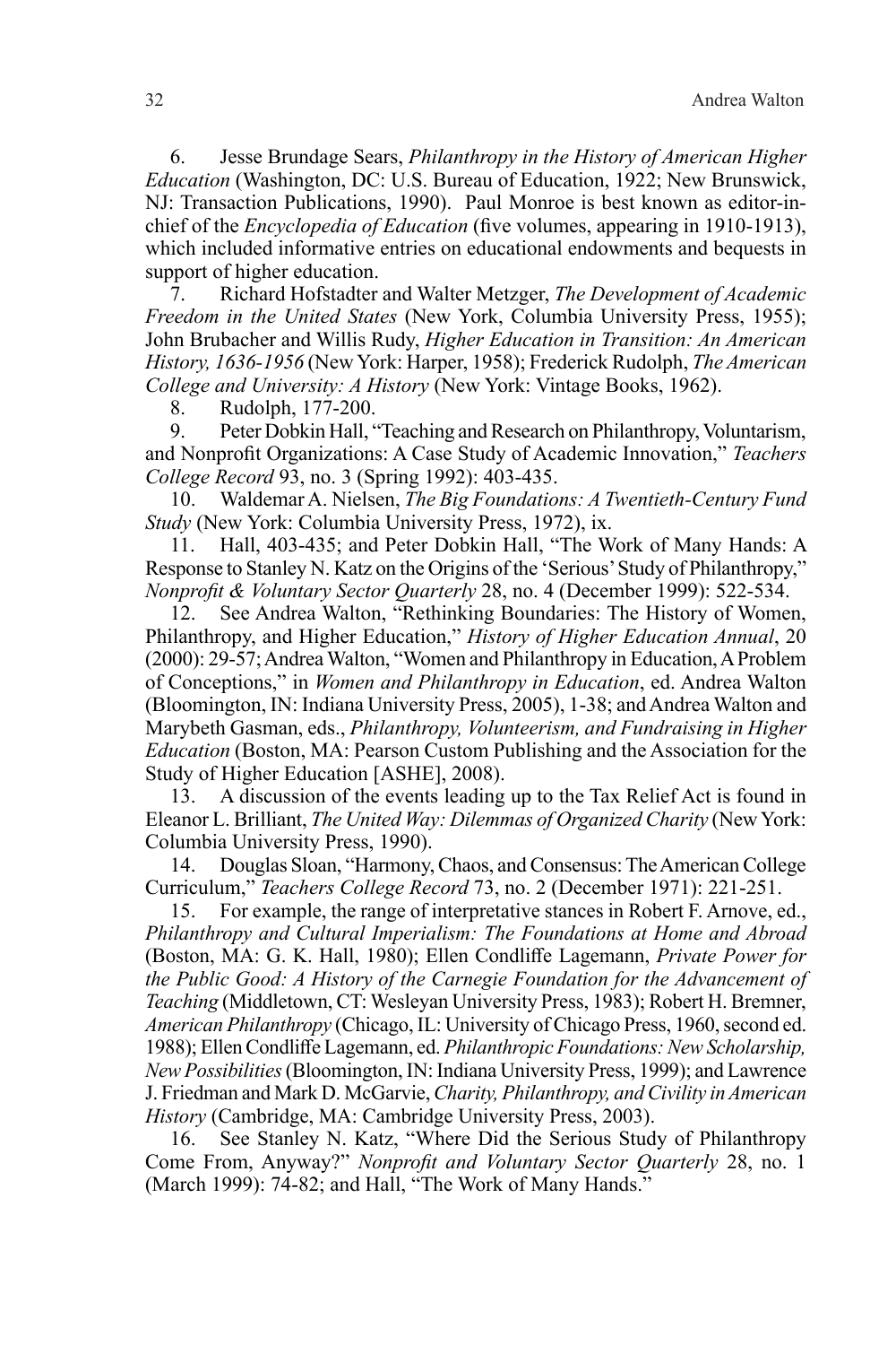6. Jesse Brundage Sears, *Philanthropy in the History of American Higher Education* (Washington, DC: U.S. Bureau of Education, 1922; New Brunswick, NJ: Transaction Publications, 1990). Paul Monroe is best known as editor-in-chief of the *Encyclopedia of Education* (five volumes, appearing in 1910-1913), which included informative entries on educational endowments and bequests in support of higher education.

7. Richard Hofstadter and Walter Metzger, *The Development of Academic Freedom in the United States* (New York, Columbia University Press, 1955); John Brubacher and Willis Rudy, *Higher Education in Transition: An American History, 1636-1956* (New York: Harper, 1958); Frederick Rudolph, *The American College and University: A History* (New York: Vintage Books, 1962).

8. Rudolph, 177-200.

9. Peter Dobkin Hall, "Teaching and Research on Philanthropy, Voluntarism, and Nonprofit Organizations: A Case Study of Academic Innovation," *Teachers College Record* 93, no. 3 (Spring 1992): 403-435.

10. Waldemar A. Nielsen, *The Big Foundations: A Twentieth-Century Fund Study* (New York: Columbia University Press, 1972), ix.

11. Hall, 403-435; and Peter Dobkin Hall, "The Work of Many Hands: A Response to Stanley N. Katz on the Origins of the 'Serious' Study of Philanthropy," *Nonprofit & Voluntary Sector Quarterly* 28, no. 4 (December 1999): 522-534.

12. See Andrea Walton, "Rethinking Boundaries: The History of Women, Philanthropy, and Higher Education," *History of Higher Education Annual*, 20 (2000): 29-57; Andrea Walton, "Women and Philanthropy in Education, A Problem of Conceptions," in *Women and Philanthropy in Education*, ed. Andrea Walton (Bloomington, IN: Indiana University Press, 2005), 1-38; and Andrea Walton and Marybeth Gasman, eds., *Philanthropy, Volunteerism, and Fundraising in Higher Education* (Boston, MA: Pearson Custom Publishing and the Association for the Study of Higher Education [ASHE], 2008).

13. A discussion of the events leading up to the Tax Relief Act is found in Eleanor L. Brilliant, *The United Way: Dilemmas of Organized Charity* (New York: Columbia University Press, 1990).

14. Douglas Sloan, "Harmony, Chaos, and Consensus: The American College Curriculum," *Teachers College Record* 73, no. 2 (December 1971): 221-251.

15. For example, the range of interpretative stances in Robert F. Arnove, ed., *Philanthropy and Cultural Imperialism: The Foundations at Home and Abroad* (Boston, MA: G. K. Hall, 1980); Ellen Condliffe Lagemann, *Private Power for the Public Good: A History of the Carnegie Foundation for the Advancement of Teaching* (Middletown, CT: Wesleyan University Press, 1983); Robert H. Bremner, *American Philanthropy* (Chicago, IL: University of Chicago Press, 1960, second ed. 1988); Ellen Condliffe Lagemann, ed. *Philanthropic Foundations: New Scholarship, New Possibilities* (Bloomington, IN: Indiana University Press, 1999); and Lawrence J. Friedman and Mark D. McGarvie, *Charity, Philanthropy, and Civility in American History* (Cambridge, MA: Cambridge University Press, 2003).

16. See Stanley N. Katz, "Where Did the Serious Study of Philanthropy Come From, Anyway?" *Nonprofit and Voluntary Sector Quarterly* 28, no. 1 (March 1999): 74-82; and Hall, "The Work of Many Hands."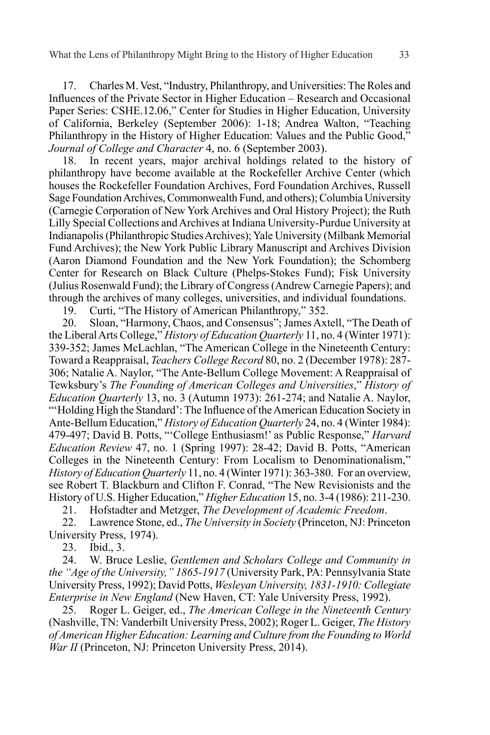17. Charles M. Vest, "Industry, Philanthropy, and Universities: The Roles and Influences of the Private Sector in Higher Education – Research and Occasional Paper Series: CSHE.12.06," Center for Studies in Higher Education, University of California, Berkeley (September 2006): 1-18; Andrea Walton, "Teaching Philanthropy in the History of Higher Education: Values and the Public Good," *Journal of College and Character* 4, no. 6 (September 2003).

18. In recent years, major archival holdings related to the history of philanthropy have become available at the Rockefeller Archive Center (which houses the Rockefeller Foundation Archives, Ford Foundation Archives, Russell Sage Foundation Archives, Commonwealth Fund, and others); Columbia University (Carnegie Corporation of New York Archives and Oral History Project); the Ruth Lilly Special Collections and Archives at Indiana University-Purdue University at Indianapolis (Philanthropic Studies Archives); Yale University (Milbank Memorial Fund Archives); the New York Public Library Manuscript and Archives Division (Aaron Diamond Foundation and the New York Foundation); the Schomberg Center for Research on Black Culture (Phelps-Stokes Fund); Fisk University (Julius Rosenwald Fund); the Library of Congress (Andrew Carnegie Papers); and through the archives of many colleges, universities, and individual foundations.

19. Curti, "The History of American Philanthropy," 352.

20. Sloan, "Harmony, Chaos, and Consensus"; James Axtell, "The Death of the Liberal Arts College," *History of Education Quarterly* 11, no. 4 (Winter 1971): 339-352; James McLachlan, "The American College in the Nineteenth Century: Toward a Reappraisal, *Teachers College Record* 80, no. 2 (December 1978): 287-306; Natalie A. Naylor, "The Ante-Bellum College Movement: A Reappraisal of Tewksbury's *The Founding of American Colleges and Universities*," *History of Education Quarterly* 13, no. 3 (Autumn 1973): 261-274; and Natalie A. Naylor, "'Holding High the Standard': The Influence of the American Education Society in Ante-Bellum Education," *History of Education Quarterly* 24, no. 4 (Winter 1984): 479-497; David B. Potts, "'College Enthusiasm!' as Public Response," *Harvard Education Review* 47, no. 1 (Spring 1997): 28-42; David B. Potts, "American Colleges in the Nineteenth Century: From Localism to Denominationalism," *History of Education Quarterly* 11, no. 4 (Winter 1971): 363-380. For an overview, see Robert T. Blackburn and Clifton F. Conrad, "The New Revisionists and the History of U.S. Higher Education," *Higher Education* 15, no. 3-4 (1986): 211-230.

21. Hofstadter and Metzger, *The Development of Academic Freedom*.

22. Lawrence Stone, ed., *The University in Society* (Princeton, NJ: Princeton University Press, 1974).

23. Ibid., 3.

24. W. Bruce Leslie, *Gentlemen and Scholars College and Community in the "Age of the University," 1865-1917* (University Park, PA: Pennsylvania State University Press, 1992); David Potts, *Wesleyan University, 1831-1910: Collegiate Enterprise in New England* (New Haven, CT: Yale University Press, 1992).

25. Roger L. Geiger, ed., *The American College in the Nineteenth Century* (Nashville, TN: Vanderbilt University Press, 2002); Roger L. Geiger, *The History of American Higher Education: Learning and Culture from the Founding to World War II* (Princeton, NJ: Princeton University Press, 2014).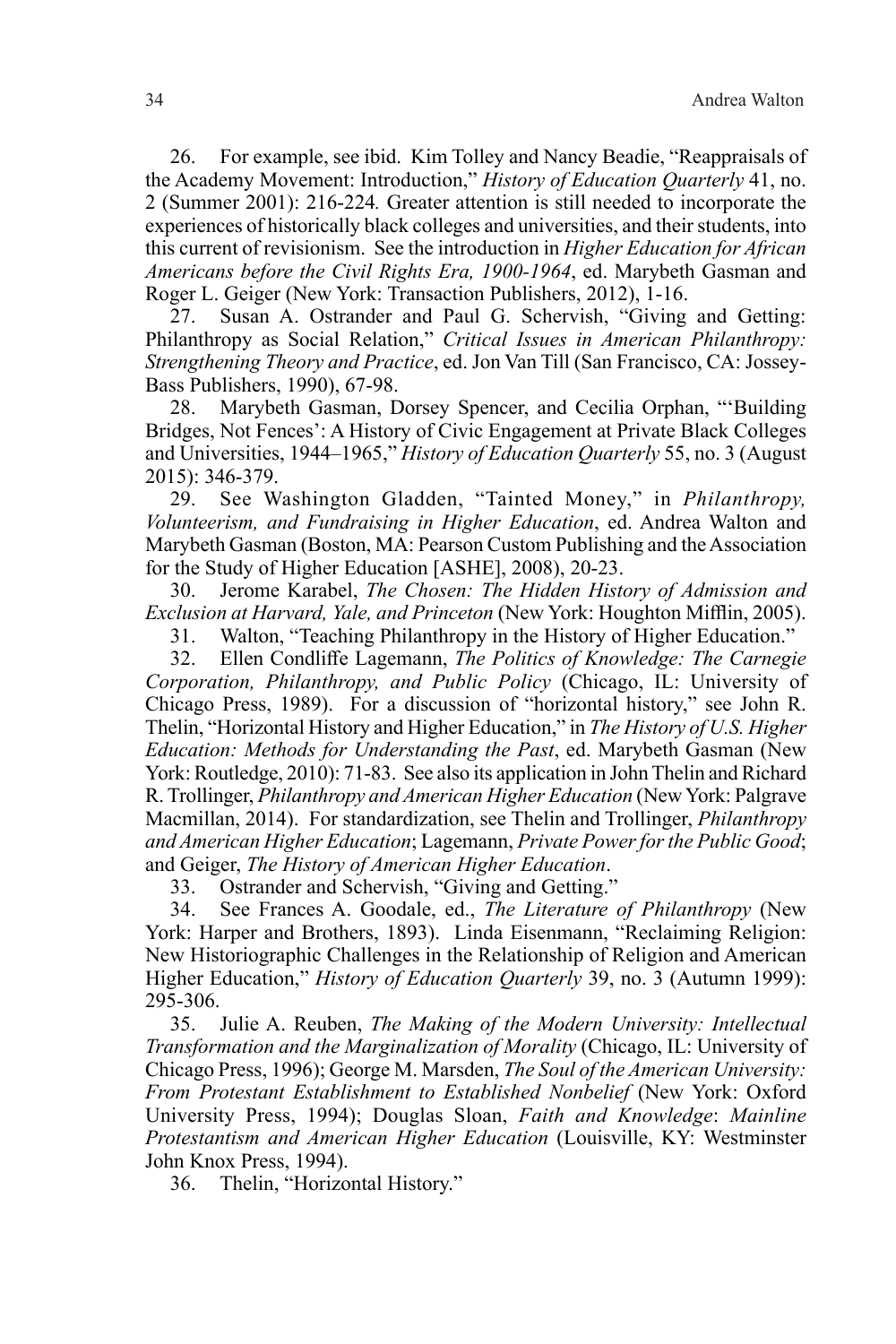26. For example, see ibid. Kim Tolley and Nancy Beadie, "Reappraisals of the Academy Movement: Introduction," *History of Education Quarterly* 41, no. 2 (Summer 2001): 216-224. Greater attention is still needed to incorporate the experiences of historically black colleges and universities, and their students, into this current of revisionism. See the introduction in *Higher Education for African Americans before the Civil Rights Era, 1900-1964*, ed. Marybeth Gasman and Roger L. Geiger (New York: Transaction Publishers, 2012), 1-16.

27. Susan A. Ostrander and Paul G. Schervish, "Giving and Getting: Philanthropy as Social Relation," *Critical Issues in American Philanthropy: Strengthening Theory and Practice*, ed. Jon Van Till (San Francisco, CA: Jossey-Bass Publishers, 1990), 67-98.

28. Marybeth Gasman, Dorsey Spencer, and Cecilia Orphan, "'Building Bridges, Not Fences': A History of Civic Engagement at Private Black Colleges and Universities, 1944–1965," *History of Education Quarterly* 55, no. 3 (August 2015): 346-379.

29. See Washington Gladden, "Tainted Money," in *Philanthropy, Volunteerism, and Fundraising in Higher Education*, ed. Andrea Walton and Marybeth Gasman (Boston, MA: Pearson Custom Publishing and the Association for the Study of Higher Education [ASHE], 2008), 20-23.

30. Jerome Karabel, *The Chosen: The Hidden History of Admission and Exclusion at Harvard, Yale, and Princeton* (New York: Houghton Mifflin, 2005).

31. Walton, "Teaching Philanthropy in the History of Higher Education."

32. Ellen Condliffe Lagemann, *The Politics of Knowledge: The Carnegie Corporation, Philanthropy, and Public Policy* (Chicago, IL: University of Chicago Press, 1989). For a discussion of "horizontal history," see John R. Thelin, "Horizontal History and Higher Education," in *The History of U.S. Higher Education: Methods for Understanding the Past*, ed. Marybeth Gasman (New York: Routledge, 2010): 71-83. See also its application in John Thelin and Richard R. Trollinger, *Philanthropy and American Higher Education* (New York: Palgrave Macmillan, 2014). For standardization, see Thelin and Trollinger, *Philanthropy and American Higher Education*; Lagemann, *Private Power for the Public Good*; and Geiger, *The History of American Higher Education*.

33. Ostrander and Schervish, "Giving and Getting."

34. See Frances A. Goodale, ed., *The Literature of Philanthropy* (New York: Harper and Brothers, 1893). Linda Eisenmann, "Reclaiming Religion: New Historiographic Challenges in the Relationship of Religion and American Higher Education," *History of Education Quarterly* 39, no. 3 (Autumn 1999): 295-306.

35. Julie A. Reuben, *The Making of the Modern University: Intellectual Transformation and the Marginalization of Morality* (Chicago, IL: University of Chicago Press, 1996); George M. Marsden, *The Soul of the American University: From Protestant Establishment to Established Nonbelief* (New York: Oxford University Press, 1994); Douglas Sloan, *Faith and Knowledge*: *Mainline Protestantism and American Higher Education* (Louisville, KY: Westminster John Knox Press, 1994).

36. Thelin, "Horizontal History."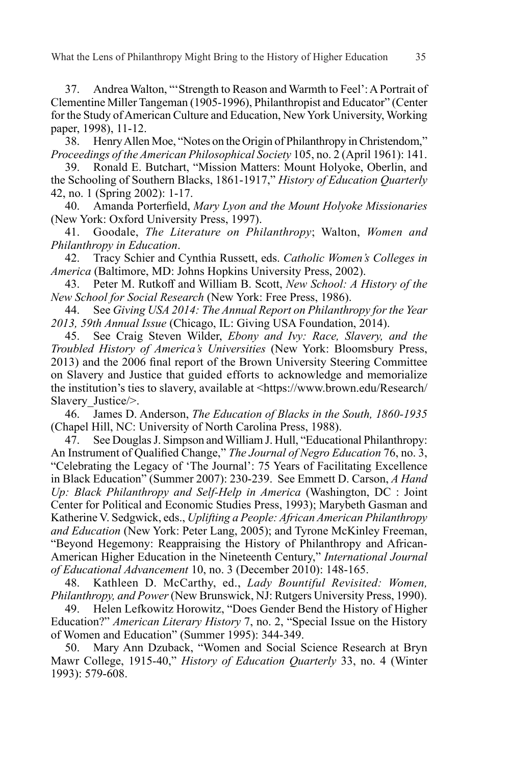37. Andrea Walton, "'Strength to Reason and Warmth to Feel': A Portrait of Clementine Miller Tangeman (1905-1996), Philanthropist and Educator" (Center for the Study of American Culture and Education, New York University, Working paper, 1998), 11-12.

38. Henry Allen Moe, "Notes on the Origin of Philanthropy in Christendom," *Proceedings of the American Philosophical Society* 105, no. 2 (April 1961): 141.

39. Ronald E. Butchart, "Mission Matters: Mount Holyoke, Oberlin, and the Schooling of Southern Blacks, 1861-1917," *History of Education Quarterly* 42, no. 1 (Spring 2002): 1-17.

40. Amanda Porterfield, *Mary Lyon and the Mount Holyoke Missionaries* (New York: Oxford University Press, 1997).

41. Goodale, *The Literature on Philanthropy*; Walton, *Women and Philanthropy in Education*.

42. Tracy Schier and Cynthia Russett, eds. *Catholic Women's Colleges in America* (Baltimore, MD: Johns Hopkins University Press, 2002).

43. Peter M. Rutkoff and William B. Scott, *New School: A History of the New School for Social Research* (New York: Free Press, 1986).

44. See *Giving USA 2014: The Annual Report on Philanthropy for the Year 2013, 59th Annual Issue* (Chicago, IL: Giving USA Foundation, 2014).

45. See Craig Steven Wilder, *Ebony and Ivy: Race, Slavery, and the Troubled History of America's Universities* (New York: Bloomsbury Press, 2013) and the 2006 final report of the Brown University Steering Committee on Slavery and Justice that guided efforts to acknowledge and memorialize the institution's ties to slavery, available at <https://www.brown.edu/Research/Slavery_Justice/>.

46. James D. Anderson, *The Education of Blacks in the South, 1860-1935* (Chapel Hill, NC: University of North Carolina Press, 1988).

47. See Douglas J. Simpson and William J. Hull, "Educational Philanthropy: An Instrument of Qualified Change," *The Journal of Negro Education* 76, no. 3, "Celebrating the Legacy of 'The Journal': 75 Years of Facilitating Excellence in Black Education" (Summer 2007): 230-239. See Emmett D. Carson, *A Hand Up: Black Philanthropy and Self-Help in America* (Washington, DC : Joint Center for Political and Economic Studies Press, 1993); Marybeth Gasman and Katherine V. Sedgwick, eds., *Uplifting a People: African American Philanthropy and Education* (New York: Peter Lang, 2005); and Tyrone McKinley Freeman, "Beyond Hegemony: Reappraising the History of Philanthropy and African-American Higher Education in the Nineteenth Century," *International Journal of Educational Advancement* 10, no. 3 (December 2010): 148-165.

48. Kathleen D. McCarthy, ed., *Lady Bountiful Revisited: Women, Philanthropy, and Power* (New Brunswick, NJ: Rutgers University Press, 1990).

49. Helen Lefkowitz Horowitz, "Does Gender Bend the History of Higher Education?" *American Literary History* 7, no. 2, "Special Issue on the History of Women and Education" (Summer 1995): 344-349.

50. Mary Ann Dzuback, "Women and Social Science Research at Bryn Mawr College, 1915-40," *History of Education Quarterly* 33, no. 4 (Winter 1993): 579-608.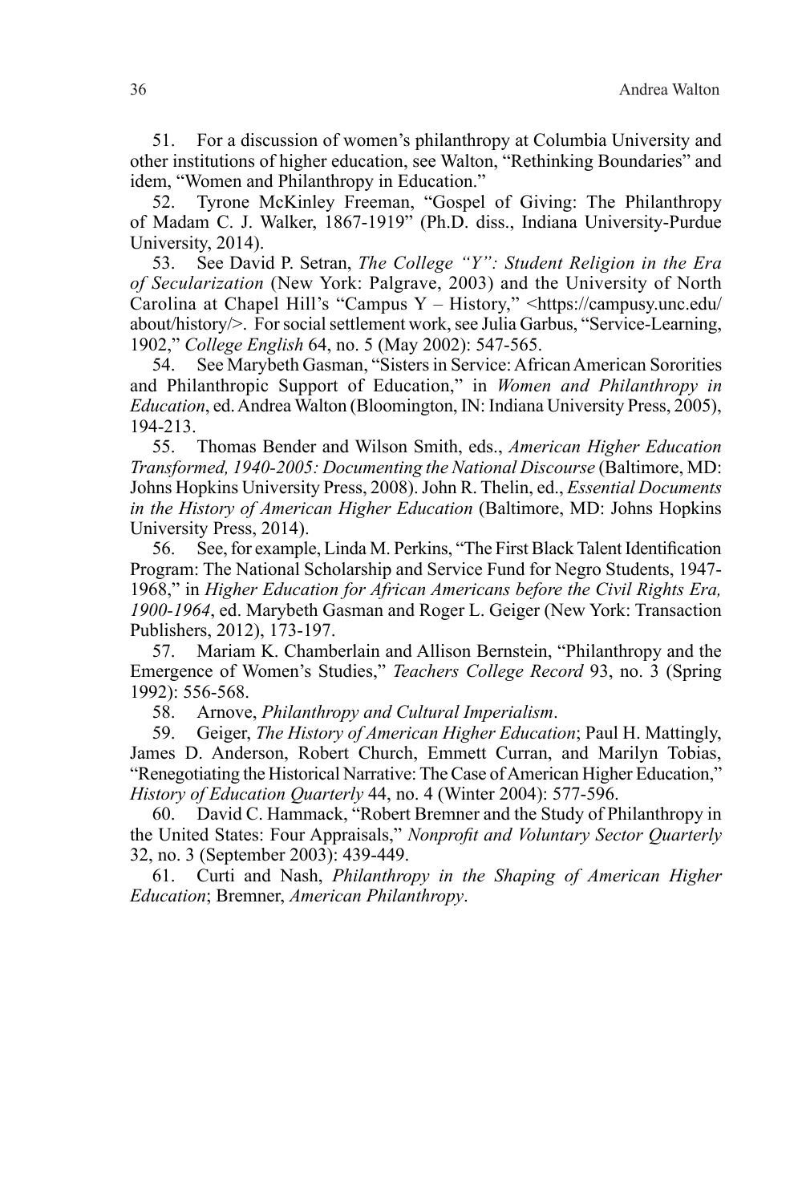51. For a discussion of women's philanthropy at Columbia University and other institutions of higher education, see Walton, "Rethinking Boundaries" and idem, "Women and Philanthropy in Education."

52. Tyrone McKinley Freeman, "Gospel of Giving: The Philanthropy of Madam C. J. Walker, 1867-1919" (Ph.D. diss., Indiana University-Purdue University, 2014).

53. See David P. Setran, *The College "Y": Student Religion in the Era of Secularization* (New York: Palgrave, 2003) and the University of North Carolina at Chapel Hill's "Campus Y – History," <https://campusy.unc.edu/about/history/>. For social settlement work, see Julia Garbus, "Service-Learning, 1902," *College English* 64, no. 5 (May 2002): 547-565.

54. See Marybeth Gasman, "Sisters in Service: African American Sororities and Philanthropic Support of Education," in *Women and Philanthropy in Education*, ed. Andrea Walton (Bloomington, IN: Indiana University Press, 2005), 194-213.

55. Thomas Bender and Wilson Smith, eds., *American Higher Education Transformed, 1940-2005: Documenting the National Discourse* (Baltimore, MD: Johns Hopkins University Press, 2008). John R. Thelin, ed., *Essential Documents in the History of American Higher Education* (Baltimore, MD: Johns Hopkins University Press, 2014).

56. See, for example, Linda M. Perkins, "The First Black Talent Identification Program: The National Scholarship and Service Fund for Negro Students, 1947-1968," in *Higher Education for African Americans before the Civil Rights Era, 1900-1964*, ed. Marybeth Gasman and Roger L. Geiger (New York: Transaction Publishers, 2012), 173-197.

57. Mariam K. Chamberlain and Allison Bernstein, "Philanthropy and the Emergence of Women's Studies," *Teachers College Record* 93, no. 3 (Spring 1992): 556-568.

58. Arnove, *Philanthropy and Cultural Imperialism*.

59. Geiger, *The History of American Higher Education*; Paul H. Mattingly, James D. Anderson, Robert Church, Emmett Curran, and Marilyn Tobias, "Renegotiating the Historical Narrative: The Case of American Higher Education," *History of Education Quarterly* 44, no. 4 (Winter 2004): 577-596.

60. David C. Hammack, "Robert Bremner and the Study of Philanthropy in the United States: Four Appraisals," *Nonprofit and Voluntary Sector Quarterly* 32, no. 3 (September 2003): 439-449.

61. Curti and Nash, *Philanthropy in the Shaping of American Higher Education*; Bremner, *American Philanthropy*.